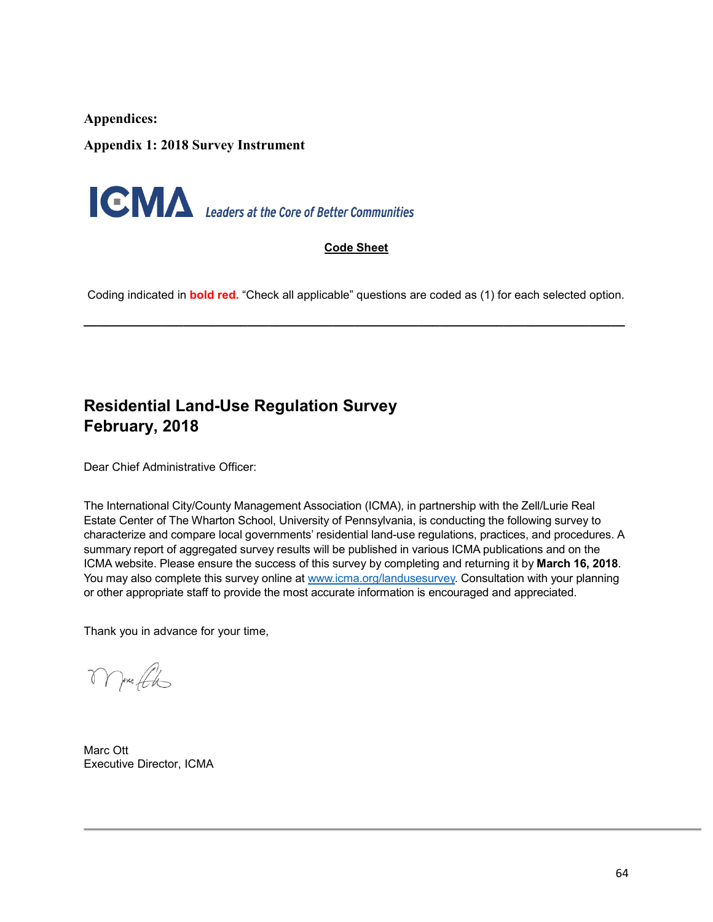**Appendices:**

**Appendix 1: 2018 Survey Instrument**

ICMA Leaders at the Core of Better Communities

**Code Sheet**

Coding indicated in **bold red.** "Check all applicable" questions are coded as (1) for each selected option.

---

## Residential Land-Use Regulation Survey
## February, 2018

Dear Chief Administrative Officer:

The International City/County Management Association (ICMA), in partnership with the Zell/Lurie Real Estate Center of The Wharton School, University of Pennsylvania, is conducting the following survey to characterize and compare local governments' residential land-use regulations, practices, and procedures. A summary report of aggregated survey results will be published in various ICMA publications and on the ICMA website. Please ensure the success of this survey by completing and returning it by **March 16, 2018**. You may also complete this survey online at www.icma.org/landusesurvey. Consultation with your planning or other appropriate staff to provide the most accurate information is encouraged and appreciated.

Thank you in advance for your time,

Marc Ott
Executive Director, ICMA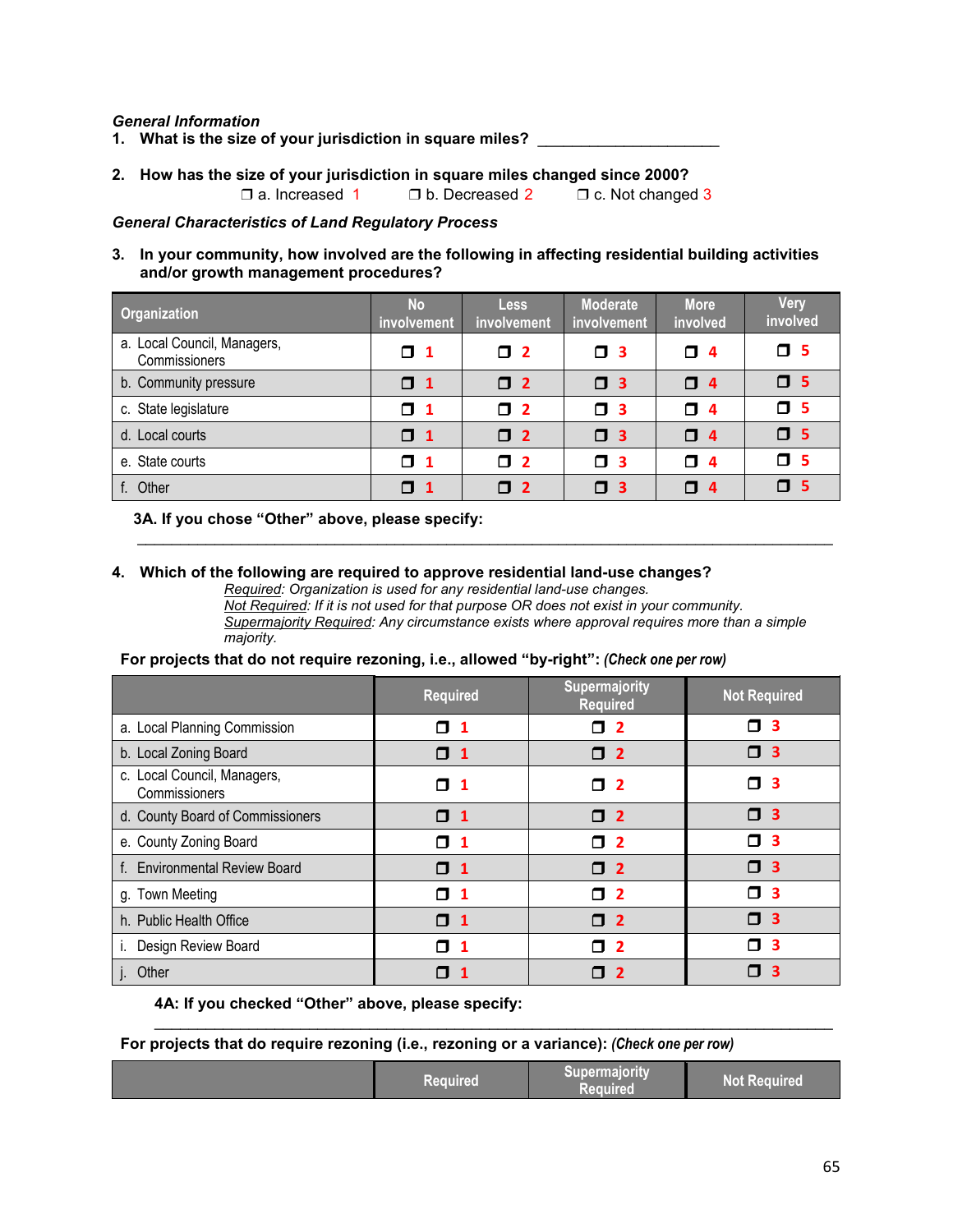*General Information*

1. **What is the size of your jurisdiction in square miles?** ____________________

2. **How has the size of your jurisdiction in square miles changed since 2000?**

   ❐ a. Increased 1 ❐ b. Decreased 2 ❐ c. Not changed 3

*General Characteristics of Land Regulatory Process*

3. **In your community, how involved are the following in affecting residential building activities and/or growth management procedures?**

| Organization | No involvement | Less involvement | Moderate involvement | More involved | Very involved |
|---|---|---|---|---|---|
| a. Local Council, Managers, Commissioners | ❐ 1 | ❐ 2 | ❐ 3 | ❐ 4 | ❐ 5 |
| b. Community pressure | ❐ 1 | ❐ 2 | ❐ 3 | ❐ 4 | ❐ 5 |
| c. State legislature | ❐ 1 | ❐ 2 | ❐ 3 | ❐ 4 | ❐ 5 |
| d. Local courts | ❐ 1 | ❐ 2 | ❐ 3 | ❐ 4 | ❐ 5 |
| e. State courts | ❐ 1 | ❐ 2 | ❐ 3 | ❐ 4 | ❐ 5 |
| f. Other | ❐ 1 | ❐ 2 | ❐ 3 | ❐ 4 | ❐ 5 |

**3A. If you chose "Other" above, please specify:**

_______________________________________________________________________________

4. **Which of the following are required to approve residential land-use changes?**

   *Required: Organization is used for any residential land-use changes.*
   *Not Required: If it is not used for that purpose OR does not exist in your community.*
   *Supermajority Required: Any circumstance exists where approval requires more than a simple majority.*

**For projects that do not require rezoning, i.e., allowed "by-right":** ***(Check one per row)***

| | Required | Supermajority Required | Not Required |
|---|---|---|---|
| a. Local Planning Commission | ❐ 1 | ❐ 2 | ❐ 3 |
| b. Local Zoning Board | ❐ 1 | ❐ 2 | ❐ 3 |
| c. Local Council, Managers, Commissioners | ❐ 1 | ❐ 2 | ❐ 3 |
| d. County Board of Commissioners | ❐ 1 | ❐ 2 | ❐ 3 |
| e. County Zoning Board | ❐ 1 | ❐ 2 | ❐ 3 |
| f. Environmental Review Board | ❐ 1 | ❐ 2 | ❐ 3 |
| g. Town Meeting | ❐ 1 | ❐ 2 | ❐ 3 |
| h. Public Health Office | ❐ 1 | ❐ 2 | ❐ 3 |
| i. Design Review Board | ❐ 1 | ❐ 2 | ❐ 3 |
| j. Other | ❐ 1 | ❐ 2 | ❐ 3 |

**4A: If you checked "Other" above, please specify:**

_______________________________________________________________________________

**For projects that do require rezoning (i.e., rezoning or a variance):** ***(Check one per row)***

| | Required | Supermajority Required | Not Required |
|---|---|---|---|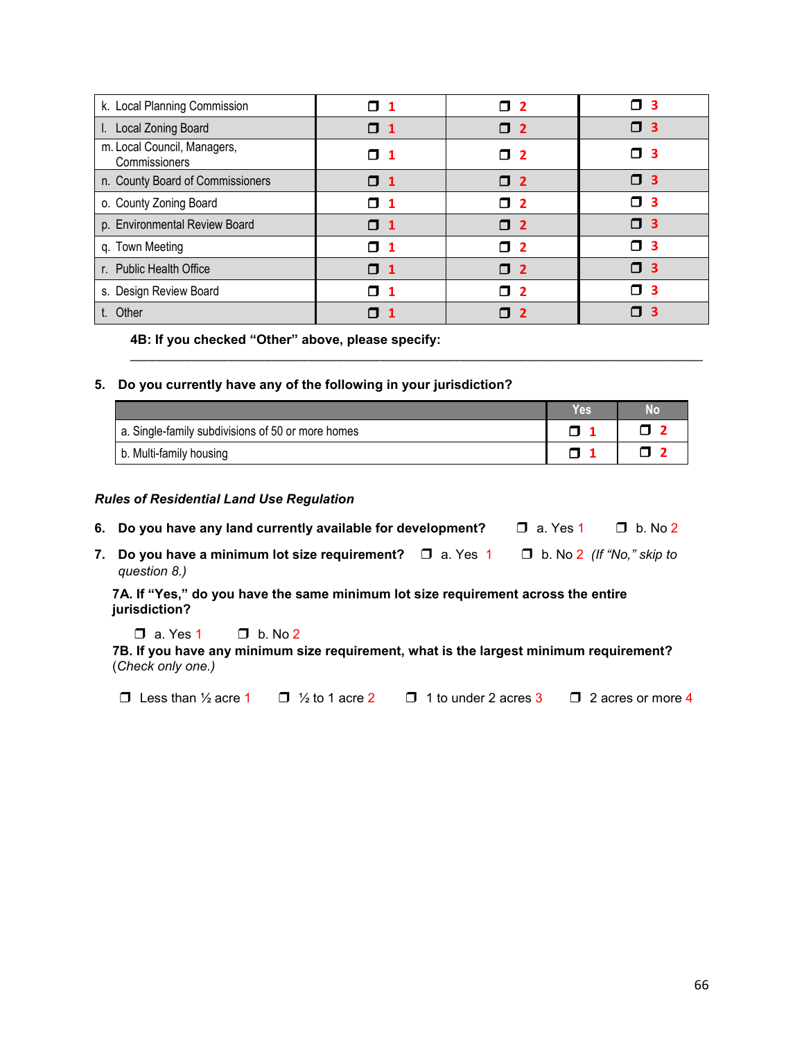| | | | |
|---|---|---|---|
| k. Local Planning Commission | ❐ 1 | ❐ 2 | ❐ 3 |
| l. Local Zoning Board | ❐ 1 | ❐ 2 | ❐ 3 |
| m. Local Council, Managers, Commissioners | ❐ 1 | ❐ 2 | ❐ 3 |
| n. County Board of Commissioners | ❐ 1 | ❐ 2 | ❐ 3 |
| o. County Zoning Board | ❐ 1 | ❐ 2 | ❐ 3 |
| p. Environmental Review Board | ❐ 1 | ❐ 2 | ❐ 3 |
| q. Town Meeting | ❐ 1 | ❐ 2 | ❐ 3 |
| r. Public Health Office | ❐ 1 | ❐ 2 | ❐ 3 |
| s. Design Review Board | ❐ 1 | ❐ 2 | ❐ 3 |
| t. Other | ❐ 1 | ❐ 2 | ❐ 3 |

**4B: If you checked "Other" above, please specify:**

______________________________________________________________________________

**5. Do you currently have any of the following in your jurisdiction?**

| | Yes | No |
|---|---|---|
| a. Single-family subdivisions of 50 or more homes | ❐ 1 | ❐ 2 |
| b. Multi-family housing | ❐ 1 | ❐ 2 |

***Rules of Residential Land Use Regulation***

**6. Do you have any land currently available for development?** ❐ a. Yes 1 ❐ b. No 2

**7. Do you have a minimum lot size requirement?** ❐ a. Yes 1 ❐ b. No 2 *(If "No," skip to question 8.)*

**7A. If "Yes," do you have the same minimum lot size requirement across the entire jurisdiction?**

❐ a. Yes 1 ❐ b. No 2

**7B. If you have any minimum size requirement, what is the largest minimum requirement?** (*Check only one.)*

❐ Less than ½ acre 1 ❐ ½ to 1 acre 2 ❐ 1 to under 2 acres 3 ❐ 2 acres or more 4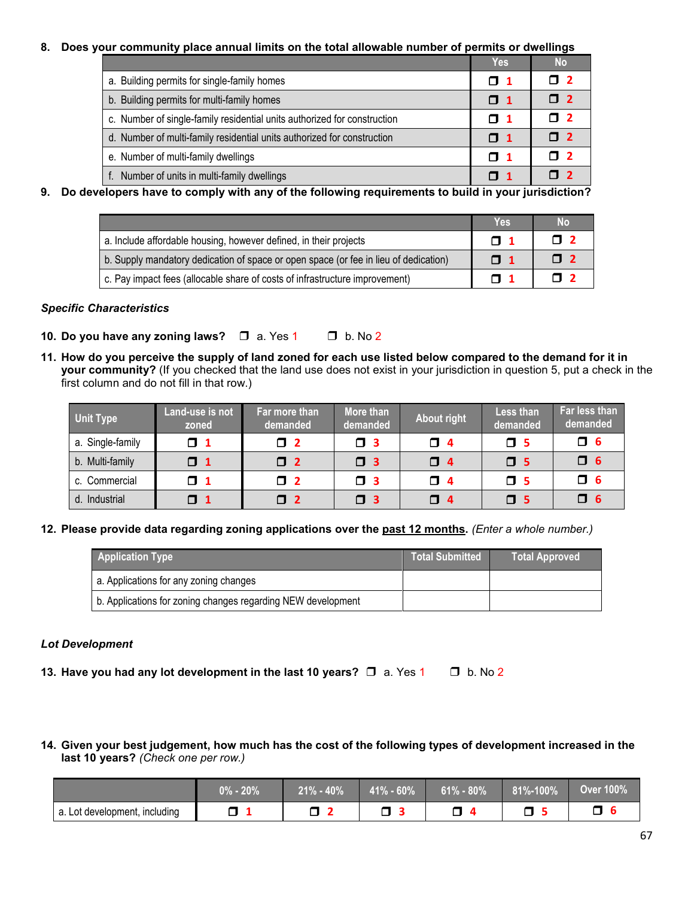8. **Does your community place annual limits on the total allowable number of permits or dwellings**

| | Yes | No |
|---|---|---|
| a. Building permits for single-family homes | ❒ 1 | ❒ 2 |
| b. Building permits for multi-family homes | ❒ 1 | ❒ 2 |
| c. Number of single-family residential units authorized for construction | ❒ 1 | ❒ 2 |
| d. Number of multi-family residential units authorized for construction | ❒ 1 | ❒ 2 |
| e. Number of multi-family dwellings | ❒ 1 | ❒ 2 |
| f. Number of units in multi-family dwellings | ❒ 1 | ❒ 2 |

9. **Do developers have to comply with any of the following requirements to build in your jurisdiction?**

| | Yes | No |
|---|---|---|
| a. Include affordable housing, however defined, in their projects | ❒ 1 | ❒ 2 |
| b. Supply mandatory dedication of space or open space (or fee in lieu of dedication) | ❒ 1 | ❒ 2 |
| c. Pay impact fees (allocable share of costs of infrastructure improvement) | ❒ 1 | ❒ 2 |

***Specific Characteristics***

10. **Do you have any zoning laws?** ❒ a. Yes 1 ❒ b. No 2

11. **How do you perceive the supply of land zoned for each use listed below compared to the demand for it in your community?** (If you checked that the land use does not exist in your jurisdiction in question 5, put a check in the first column and do not fill in that row.)

| Unit Type | Land-use is not zoned | Far more than demanded | More than demanded | About right | Less than demanded | Far less than demanded |
|---|---|---|---|---|---|---|
| a. Single-family | ❒ 1 | ❒ 2 | ❒ 3 | ❒ 4 | ❒ 5 | ❒ 6 |
| b. Multi-family | ❒ 1 | ❒ 2 | ❒ 3 | ❒ 4 | ❒ 5 | ❒ 6 |
| c. Commercial | ❒ 1 | ❒ 2 | ❒ 3 | ❒ 4 | ❒ 5 | ❒ 6 |
| d. Industrial | ❒ 1 | ❒ 2 | ❒ 3 | ❒ 4 | ❒ 5 | ❒ 6 |

12. **Please provide data regarding zoning applications over the past 12 months.** *(Enter a whole number.)*

| Application Type | Total Submitted | Total Approved |
|---|---|---|
| a. Applications for any zoning changes | | |
| b. Applications for zoning changes regarding NEW development | | |

***Lot Development***

13. **Have you had any lot development in the last 10 years?** ❒ a. Yes 1 ❒ b. No 2

14. **Given your best judgement, how much has the cost of the following types of development increased in the last 10 years?** *(Check one per row.)*

| | 0% - 20% | 21% - 40% | 41% - 60% | 61% - 80% | 81%-100% | Over 100% |
|---|---|---|---|---|---|---|
| a. Lot development, including | ❒ 1 | ❒ 2 | ❒ 3 | ❒ 4 | ❒ 5 | ❒ 6 |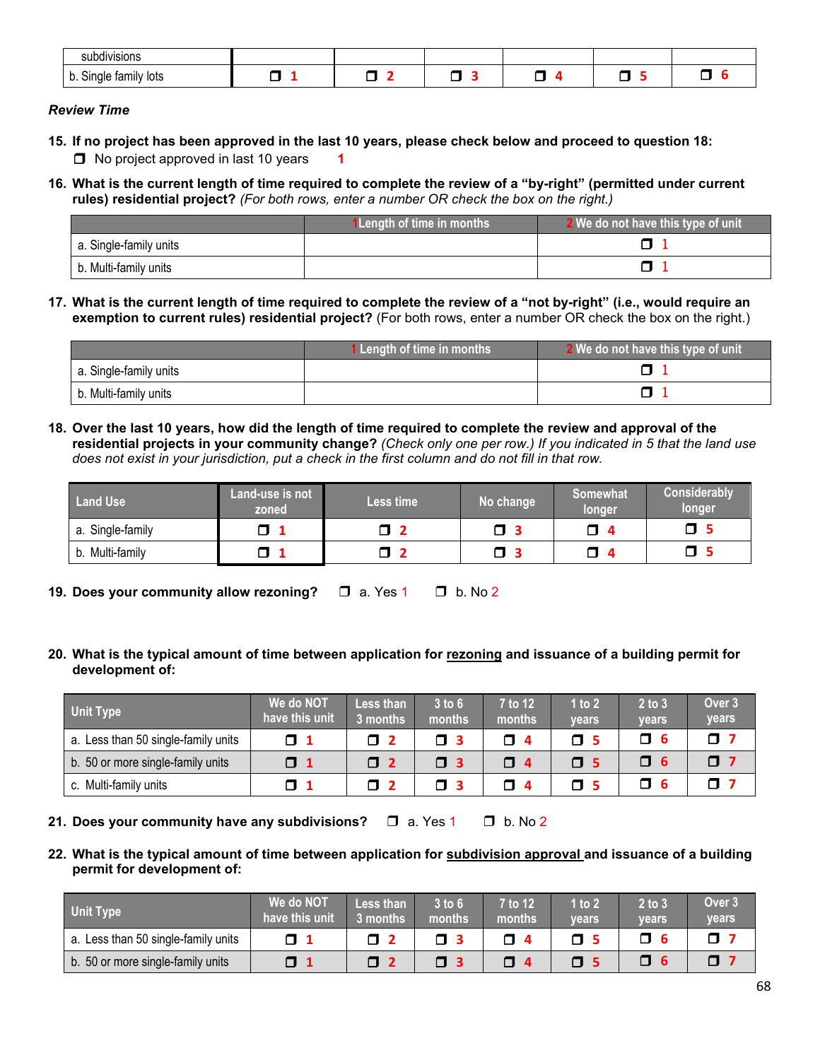| subdivisions | | | | | | |
|---|---|---|---|---|---|---|
| b. Single family lots | ❒ 1 | ❒ 2 | ❒ 3 | ❒ 4 | ❒ 5 | ❒ 6 |

***Review Time***

**15. If no project has been approved in the last 10 years, please check below and proceed to question 18:**
❒ No project approved in last 10 years 1

**16. What is the current length of time required to complete the review of a "by-right" (permitted under current rules) residential project?** *(For both rows, enter a number OR check the box on the right.)*

| | 1 Length of time in months | 2 We do not have this type of unit |
|---|---|---|
| a. Single-family units | | ❒ 1 |
| b. Multi-family units | | ❒ 1 |

**17. What is the current length of time required to complete the review of a "not by-right" (i.e., would require an exemption to current rules) residential project?** (For both rows, enter a number OR check the box on the right.)

| | 1 Length of time in months | 2 We do not have this type of unit |
|---|---|---|
| a. Single-family units | | ❒ 1 |
| b. Multi-family units | | ❒ 1 |

**18. Over the last 10 years, how did the length of time required to complete the review and approval of the residential projects in your community change?** *(Check only one per row.) If you indicated in 5 that the land use does not exist in your jurisdiction, put a check in the first column and do not fill in that row.*

| Land Use | Land-use is not zoned | Less time | No change | Somewhat longer | Considerably longer |
|---|---|---|---|---|---|
| a. Single-family | ❒ 1 | ❒ 2 | ❒ 3 | ❒ 4 | ❒ 5 |
| b. Multi-family | ❒ 1 | ❒ 2 | ❒ 3 | ❒ 4 | ❒ 5 |

**19. Does your community allow rezoning?** ❒ a. Yes 1 ❒ b. No 2

**20. What is the typical amount of time between application for <u>rezoning</u> and issuance of a building permit for development of:**

| Unit Type | We do NOT have this unit | Less than 3 months | 3 to 6 months | 7 to 12 months | 1 to 2 years | 2 to 3 years | Over 3 years |
|---|---|---|---|---|---|---|---|
| a. Less than 50 single-family units | ❒ 1 | ❒ 2 | ❒ 3 | ❒ 4 | ❒ 5 | ❒ 6 | ❒ 7 |
| b. 50 or more single-family units | ❒ 1 | ❒ 2 | ❒ 3 | ❒ 4 | ❒ 5 | ❒ 6 | ❒ 7 |
| c. Multi-family units | ❒ 1 | ❒ 2 | ❒ 3 | ❒ 4 | ❒ 5 | ❒ 6 | ❒ 7 |

**21. Does your community have any subdivisions?** ❒ a. Yes 1 ❒ b. No 2

**22. What is the typical amount of time between application for <u>subdivision approval</u> and issuance of a building permit for development of:**

| Unit Type | We do NOT have this unit | Less than 3 months | 3 to 6 months | 7 to 12 months | 1 to 2 years | 2 to 3 years | Over 3 years |
|---|---|---|---|---|---|---|---|
| a. Less than 50 single-family units | ❒ 1 | ❒ 2 | ❒ 3 | ❒ 4 | ❒ 5 | ❒ 6 | ❒ 7 |
| b. 50 or more single-family units | ❒ 1 | ❒ 2 | ❒ 3 | ❒ 4 | ❒ 5 | ❒ 6 | ❒ 7 |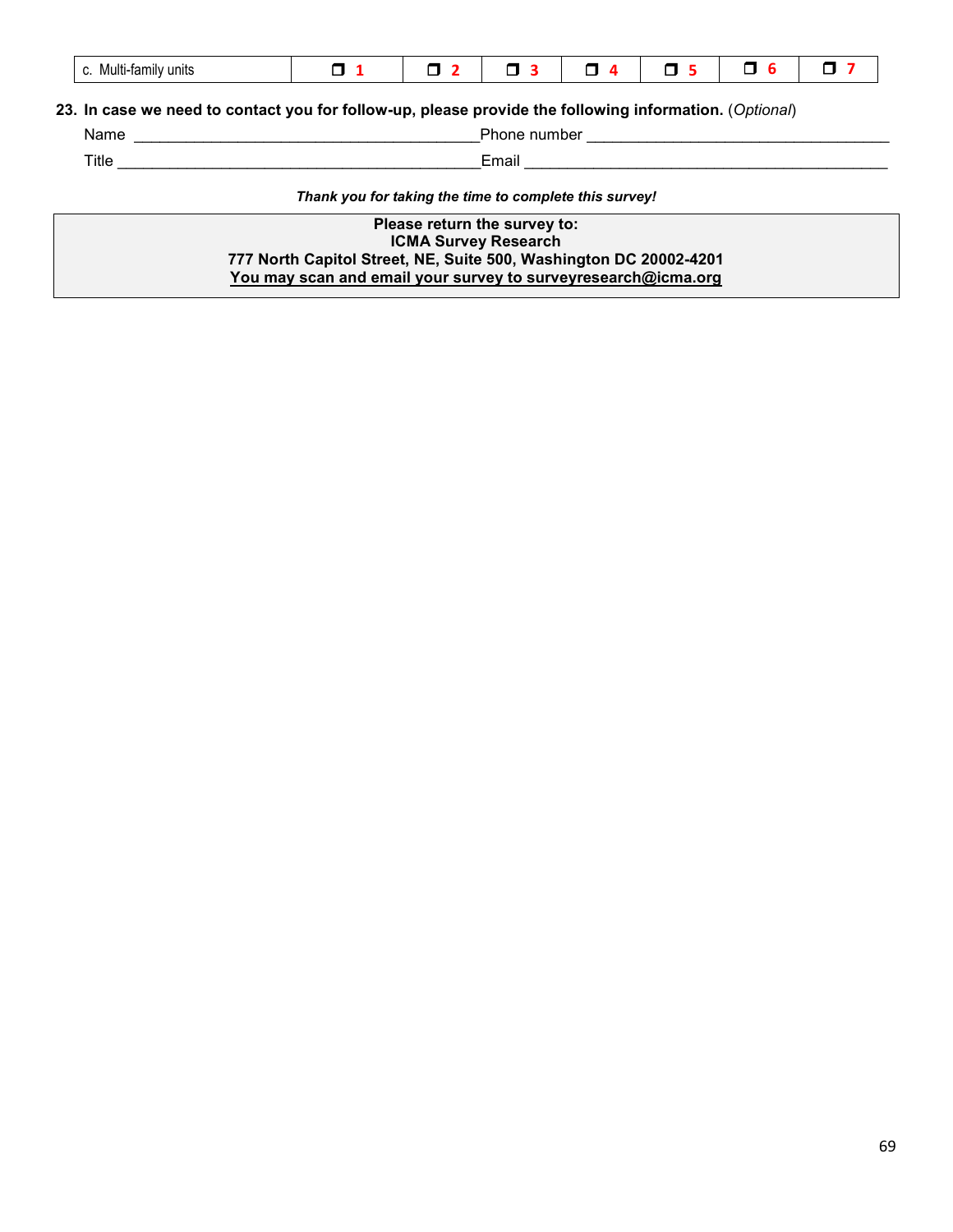| c. Multi-family units | ❒ 1 | ❒ 2 | ❒ 3 | ❒ 4 | ❒ 5 | ❒ 6 | ❒ 7 |
|---|---|---|---|---|---|---|---|

**23. In case we need to contact you for follow-up, please provide the following information.** (*Optional*)

Name ________________________________________ Phone number ___________________________________

Title __________________________________________ Email __________________________________________

***Thank you for taking the time to complete this survey!***

**Please return the survey to:**
**ICMA Survey Research**
**777 North Capitol Street, NE, Suite 500, Washington DC 20002-4201**
**You may scan and email your survey to surveyresearch@icma.org**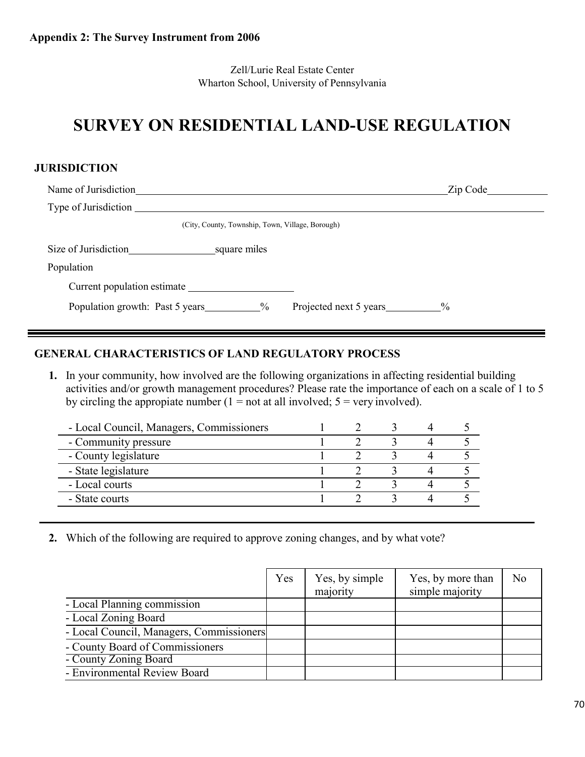**Appendix 2: The Survey Instrument from 2006**

Zell/Lurie Real Estate Center
Wharton School, University of Pennsylvania

# SURVEY ON RESIDENTIAL LAND-USE REGULATION

## JURISDICTION

Name of Jurisdiction________________________________________ Zip Code__________

Type of Jurisdiction ____________________________________________________________

(City, County, Township, Town, Village, Borough)

Size of Jurisdiction______________ square miles

Population

Current population estimate __________________

Population growth: Past 5 years__________% Projected next 5 years__________%

---

## GENERAL CHARACTERISTICS OF LAND REGULATORY PROCESS

**1.** In your community, how involved are the following organizations in affecting residential building activities and/or growth management procedures? Please rate the importance of each on a scale of 1 to 5 by circling the appropiate number (1 = not at all involved; 5 = very involved).

| | | | | | |
|---|---|---|---|---|---|
| - Local Council, Managers, Commissioners | 1 | 2 | 3 | 4 | 5 |
| - Community pressure | 1 | 2 | 3 | 4 | 5 |
| - County legislature | 1 | 2 | 3 | 4 | 5 |
| - State legislature | 1 | 2 | 3 | 4 | 5 |
| - Local courts | 1 | 2 | 3 | 4 | 5 |
| - State courts | 1 | 2 | 3 | 4 | 5 |

**2.** Which of the following are required to approve zoning changes, and by what vote?

| | Yes | Yes, by simple majority | Yes, by more than simple majority | No |
|---|---|---|---|---|
| - Local Planning commission | | | | |
| - Local Zoning Board | | | | |
| - Local Council, Managers, Commissioners | | | | |
| - County Board of Commissioners | | | | |
| - County Zoning Board | | | | |
| - Environmental Review Board | | | | |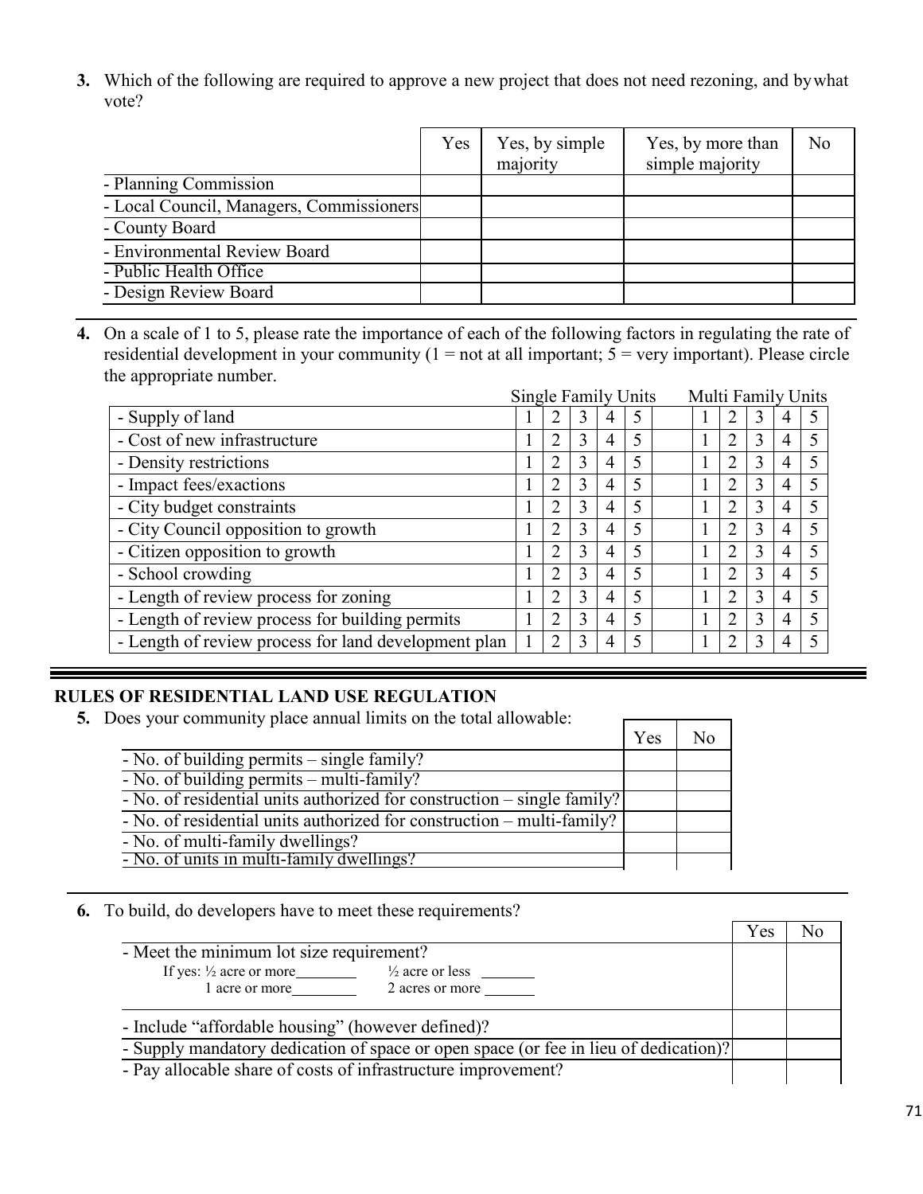3. Which of the following are required to approve a new project that does not need rezoning, and by what vote?

| | Yes | Yes, by simple majority | Yes, by more than simple majority | No |
|---|---|---|---|---|
| - Planning Commission | | | | |
| - Local Council, Managers, Commissioners | | | | |
| - County Board | | | | |
| - Environmental Review Board | | | | |
| - Public Health Office | | | | |
| - Design Review Board | | | | |

4. On a scale of 1 to 5, please rate the importance of each of the following factors in regulating the rate of residential development in your community (1 = not at all important; 5 = very important). Please circle the appropriate number.

| | Single Family Units | | | | | | Multi Family Units | | | | |
|---|---|---|---|---|---|---|---|---|---|---|---|
| - Supply of land | 1 | 2 | 3 | 4 | 5 | | 1 | 2 | 3 | 4 | 5 |
| - Cost of new infrastructure | 1 | 2 | 3 | 4 | 5 | | 1 | 2 | 3 | 4 | 5 |
| - Density restrictions | 1 | 2 | 3 | 4 | 5 | | 1 | 2 | 3 | 4 | 5 |
| - Impact fees/exactions | 1 | 2 | 3 | 4 | 5 | | 1 | 2 | 3 | 4 | 5 |
| - City budget constraints | 1 | 2 | 3 | 4 | 5 | | 1 | 2 | 3 | 4 | 5 |
| - City Council opposition to growth | 1 | 2 | 3 | 4 | 5 | | 1 | 2 | 3 | 4 | 5 |
| - Citizen opposition to growth | 1 | 2 | 3 | 4 | 5 | | 1 | 2 | 3 | 4 | 5 |
| - School crowding | 1 | 2 | 3 | 4 | 5 | | 1 | 2 | 3 | 4 | 5 |
| - Length of review process for zoning | 1 | 2 | 3 | 4 | 5 | | 1 | 2 | 3 | 4 | 5 |
| - Length of review process for building permits | 1 | 2 | 3 | 4 | 5 | | 1 | 2 | 3 | 4 | 5 |
| - Length of review process for land development plan | 1 | 2 | 3 | 4 | 5 | | 1 | 2 | 3 | 4 | 5 |

## RULES OF RESIDENTIAL LAND USE REGULATION

5. Does your community place annual limits on the total allowable:

| | Yes | No |
|---|---|---|
| - No. of building permits – single family? | | |
| - No. of building permits – multi-family? | | |
| - No. of residential units authorized for construction – single family? | | |
| - No. of residential units authorized for construction – multi-family? | | |
| - No. of multi-family dwellings? | | |
| - No. of units in multi-family dwellings? | | |

6. To build, do developers have to meet these requirements?

| | Yes | No |
|---|---|---|
| - Meet the minimum lot size requirement? If yes: ½ acre or more\_\_\_\_ ½ acre or less \_\_\_\_ 1 acre or more\_\_\_\_ 2 acres or more \_\_\_\_ | | |
| - Include "affordable housing" (however defined)? | | |
| - Supply mandatory dedication of space or open space (or fee in lieu of dedication)? | | |
| - Pay allocable share of costs of infrastructure improvement? | | |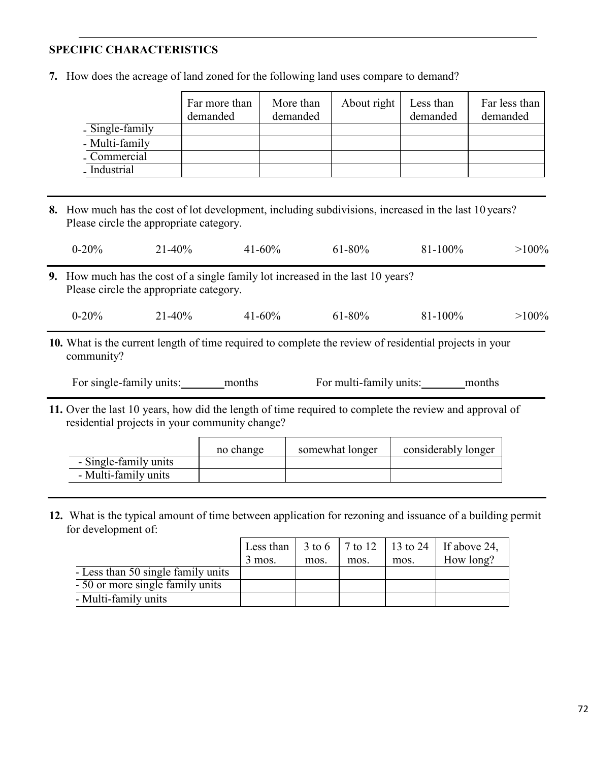## SPECIFIC CHARACTERISTICS

**7.** How does the acreage of land zoned for the following land uses compare to demand?

| | Far more than demanded | More than demanded | About right | Less than demanded | Far less than demanded |
|---|---|---|---|---|---|
| - Single-family | | | | | |
| - Multi-family | | | | | |
| - Commercial | | | | | |
| - Industrial | | | | | |

**8.** How much has the cost of lot development, including subdivisions, increased in the last 10 years? Please circle the appropriate category.

0-20%    21-40%    41-60%    61-80%    81-100%    >100%

**9.** How much has the cost of a single family lot increased in the last 10 years? Please circle the appropriate category.

0-20%    21-40%    41-60%    61-80%    81-100%    >100%

**10.** What is the current length of time required to complete the review of residential projects in your community?

For single-family units:\_\_\_\_\_\_\_\_months    For multi-family units:\_\_\_\_\_\_\_\_months

**11.** Over the last 10 years, how did the length of time required to complete the review and approval of residential projects in your community change?

| | no change | somewhat longer | considerably longer |
|---|---|---|---|
| - Single-family units | | | |
| - Multi-family units | | | |

**12.** What is the typical amount of time between application for rezoning and issuance of a building permit for development of:

| | Less than 3 mos. | 3 to 6 mos. | 7 to 12 mos. | 13 to 24 mos. | If above 24, How long? |
|---|---|---|---|---|---|
| - Less than 50 single family units | | | | | |
| - 50 or more single family units | | | | | |
| - Multi-family units | | | | | |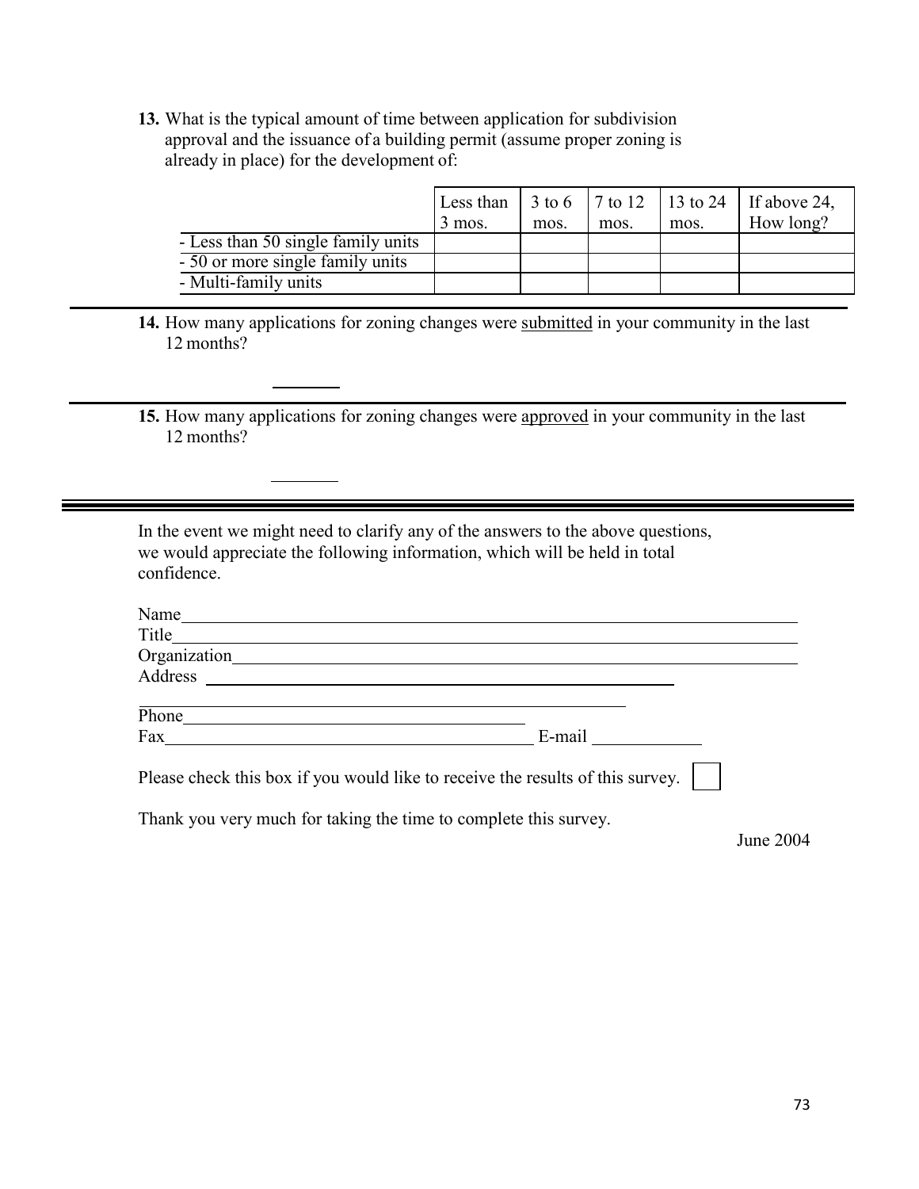**13.** What is the typical amount of time between application for subdivision approval and the issuance of a building permit (assume proper zoning is already in place) for the development of:

| | Less than 3 mos. | 3 to 6 mos. | 7 to 12 mos. | 13 to 24 mos. | If above 24, How long? |
|---|---|---|---|---|---|
| - Less than 50 single family units | | | | | |
| - 50 or more single family units | | | | | |
| - Multi-family units | | | | | |

---

**14.** How many applications for zoning changes were <u>submitted</u> in your community in the last 12 months?

_______

---

**15.** How many applications for zoning changes were <u>approved</u> in your community in the last 12 months?

_______

---

In the event we might need to clarify any of the answers to the above questions, we would appreciate the following information, which will be held in total confidence.

Name_______________________________________________

Title_______________________________________________

Organization_________________________________________

Address ____________________________________________

___________________________________________________

Phone______________________________

Fax_________________________________ E-mail __________

Please check this box if you would like to receive the results of this survey. ☐

Thank you very much for taking the time to complete this survey.

June 2004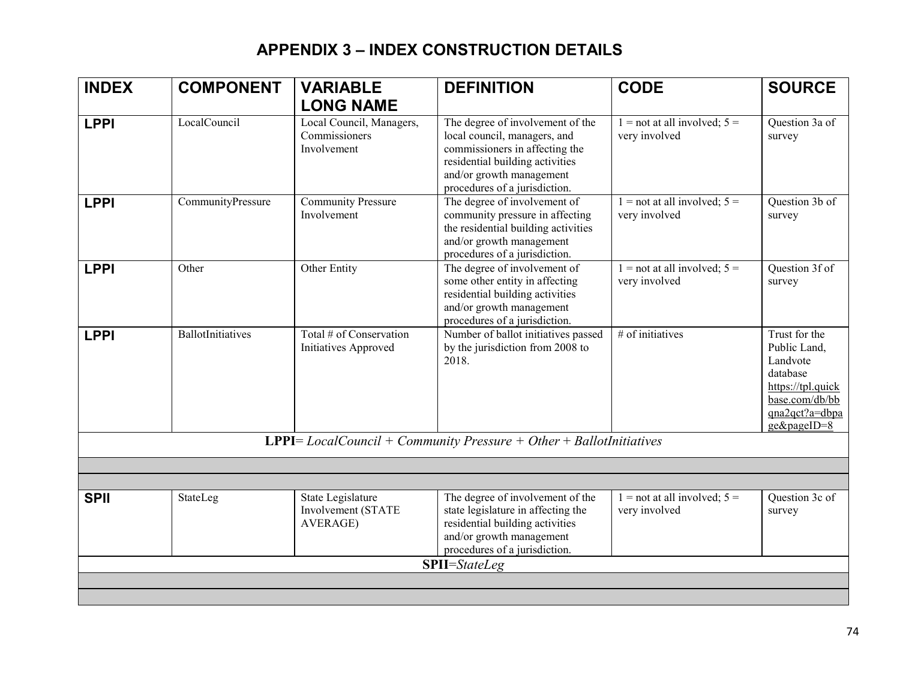# APPENDIX 3 – INDEX CONSTRUCTION DETAILS

| INDEX | COMPONENT | VARIABLE LONG NAME | DEFINITION | CODE | SOURCE |
|---|---|---|---|---|---|
| **LPPI** | LocalCouncil | Local Council, Managers, Commissioners Involvement | The degree of involvement of the local council, managers, and commissioners in affecting the residential building activities and/or growth management procedures of a jurisdiction. | 1 = not at all involved; 5 = very involved | Question 3a of survey |
| **LPPI** | CommunityPressure | Community Pressure Involvement | The degree of involvement of community pressure in affecting the residential building activities and/or growth management procedures of a jurisdiction. | 1 = not at all involved; 5 = very involved | Question 3b of survey |
| **LPPI** | Other | Other Entity | The degree of involvement of some other entity in affecting residential building activities and/or growth management procedures of a jurisdiction. | 1 = not at all involved; 5 = very involved | Question 3f of survey |
| **LPPI** | BallotInitiatives | Total # of Conservation Initiatives Approved | Number of ballot initiatives passed by the jurisdiction from 2008 to 2018. | # of initiatives | Trust for the Public Land, Landvote database https://tpl.quickbase.com/db/bbqna2qct?a=dbpage&pageID=8 |
| **LPPI**= *LocalCouncil + Community Pressure + Other + BallotInitiatives* | | | | | |
| | | | | | |
| | | | | | |
| **SPII** | StateLeg | State Legislature Involvement (STATE AVERAGE) | The degree of involvement of the state legislature in affecting the residential building activities and/or growth management procedures of a jurisdiction. | 1 = not at all involved; 5 = very involved | Question 3c of survey |
| **SPII**=*StateLeg* | | | | | |
| | | | | | |
| | | | | | |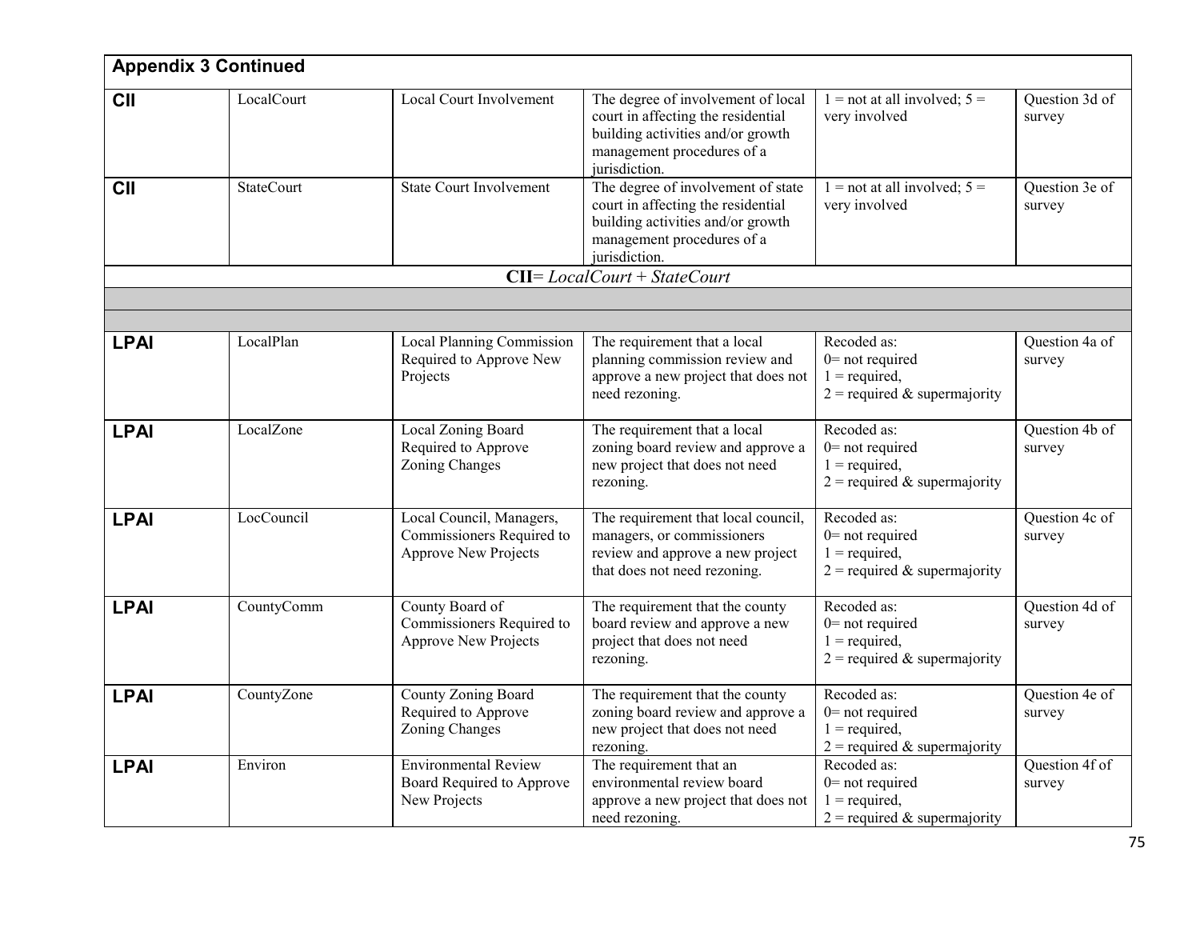## Appendix 3 Continued

| | | | | | |
|---|---|---|---|---|---|
| **CII** | LocalCourt | Local Court Involvement | The degree of involvement of local court in affecting the residential building activities and/or growth management procedures of a jurisdiction. | 1 = not at all involved; 5 = very involved | Question 3d of survey |
| **CII** | StateCourt | State Court Involvement | The degree of involvement of state court in affecting the residential building activities and/or growth management procedures of a jurisdiction. | 1 = not at all involved; 5 = very involved | Question 3e of survey |
| **CII**= *LocalCourt* + *StateCourt* | | | | | |
| | | | | | |
| | | | | | |
| **LPAI** | LocalPlan | Local Planning Commission Required to Approve New Projects | The requirement that a local planning commission review and approve a new project that does not need rezoning. | Recoded as: 0= not required 1 = required, 2 = required & supermajority | Question 4a of survey |
| **LPAI** | LocalZone | Local Zoning Board Required to Approve Zoning Changes | The requirement that a local zoning board review and approve a new project that does not need rezoning. | Recoded as: 0= not required 1 = required, 2 = required & supermajority | Question 4b of survey |
| **LPAI** | LocCouncil | Local Council, Managers, Commissioners Required to Approve New Projects | The requirement that local council, managers, or commissioners review and approve a new project that does not need rezoning. | Recoded as: 0= not required 1 = required, 2 = required & supermajority | Question 4c of survey |
| **LPAI** | CountyComm | County Board of Commissioners Required to Approve New Projects | The requirement that the county board review and approve a new project that does not need rezoning. | Recoded as: 0= not required 1 = required, 2 = required & supermajority | Question 4d of survey |
| **LPAI** | CountyZone | County Zoning Board Required to Approve Zoning Changes | The requirement that the county zoning board review and approve a new project that does not need rezoning. | Recoded as: 0= not required 1 = required, 2 = required & supermajority | Question 4e of survey |
| **LPAI** | Environ | Environmental Review Board Required to Approve New Projects | The requirement that an environmental review board approve a new project that does not need rezoning. | Recoded as: 0= not required 1 = required, 2 = required & supermajority | Question 4f of survey |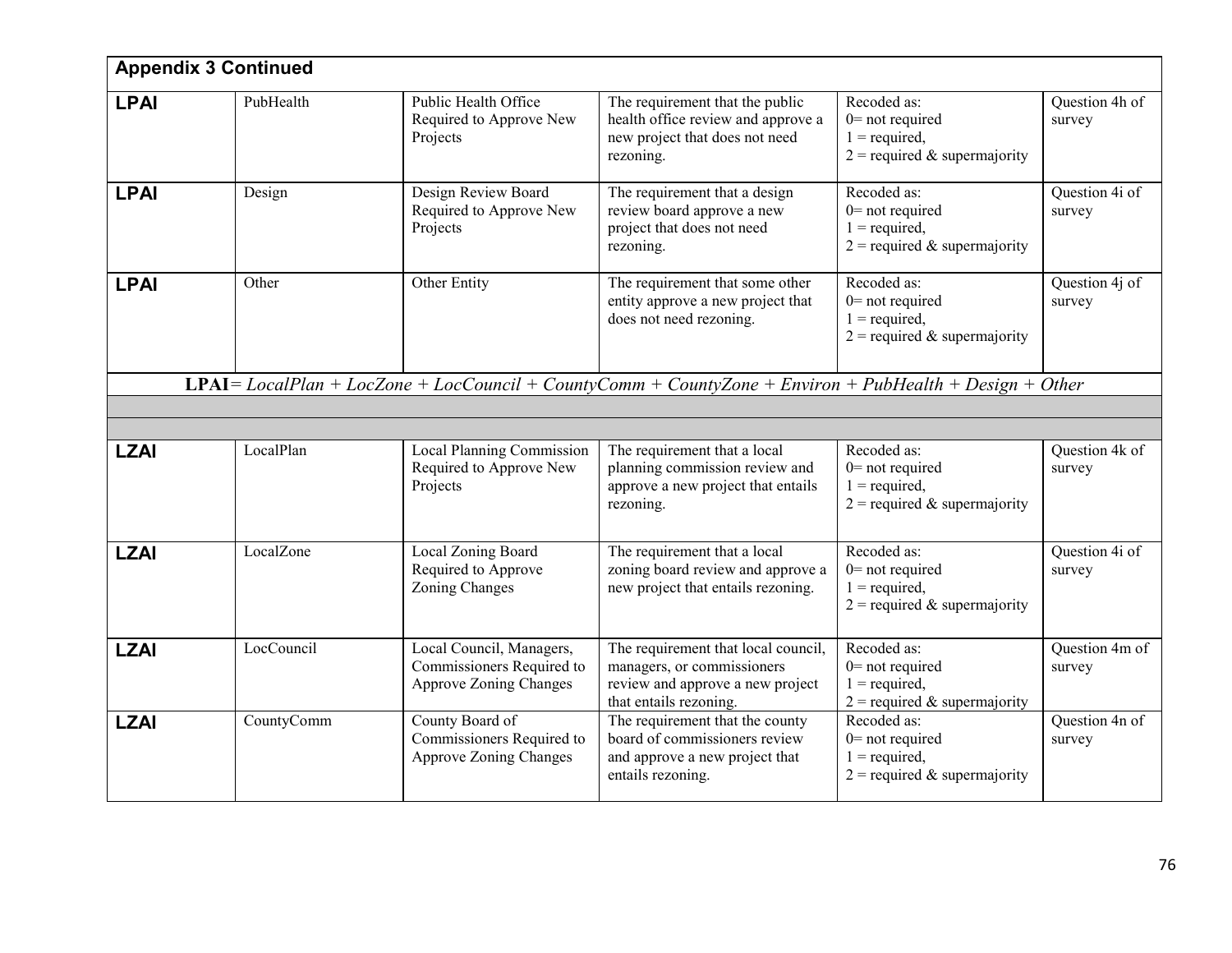| Appendix 3 Continued | | | | | |
|---|---|---|---|---|---|
| **LPAI** | PubHealth | Public Health Office Required to Approve New Projects | The requirement that the public health office review and approve a new project that does not need rezoning. | Recoded as:<br>0= not required<br>1 = required,<br>2 = required & supermajority | Question 4h of survey |
| **LPAI** | Design | Design Review Board Required to Approve New Projects | The requirement that a design review board approve a new project that does not need rezoning. | Recoded as:<br>0= not required<br>1 = required,<br>2 = required & supermajority | Question 4i of survey |
| **LPAI** | Other | Other Entity | The requirement that some other entity approve a new project that does not need rezoning. | Recoded as:<br>0= not required<br>1 = required,<br>2 = required & supermajority | Question 4j of survey |
| **LPAI**= *LocalPlan + LocZone + LocCouncil + CountyComm + CountyZone + Environ + PubHealth + Design + Other* | | | | | |
| | | | | | |
| | | | | | |
| **LZAI** | LocalPlan | Local Planning Commission Required to Approve New Projects | The requirement that a local planning commission review and approve a new project that entails rezoning. | Recoded as:<br>0= not required<br>1 = required,<br>2 = required & supermajority | Question 4k of survey |
| **LZAI** | LocalZone | Local Zoning Board Required to Approve Zoning Changes | The requirement that a local zoning board review and approve a new project that entails rezoning. | Recoded as:<br>0= not required<br>1 = required,<br>2 = required & supermajority | Question 4i of survey |
| **LZAI** | LocCouncil | Local Council, Managers, Commissioners Required to Approve Zoning Changes | The requirement that local council, managers, or commissioners review and approve a new project that entails rezoning. | Recoded as:<br>0= not required<br>1 = required,<br>2 = required & supermajority | Question 4m of survey |
| **LZAI** | CountyComm | County Board of Commissioners Required to Approve Zoning Changes | The requirement that the county board of commissioners review and approve a new project that entails rezoning. | Recoded as:<br>0= not required<br>1 = required,<br>2 = required & supermajority | Question 4n of survey |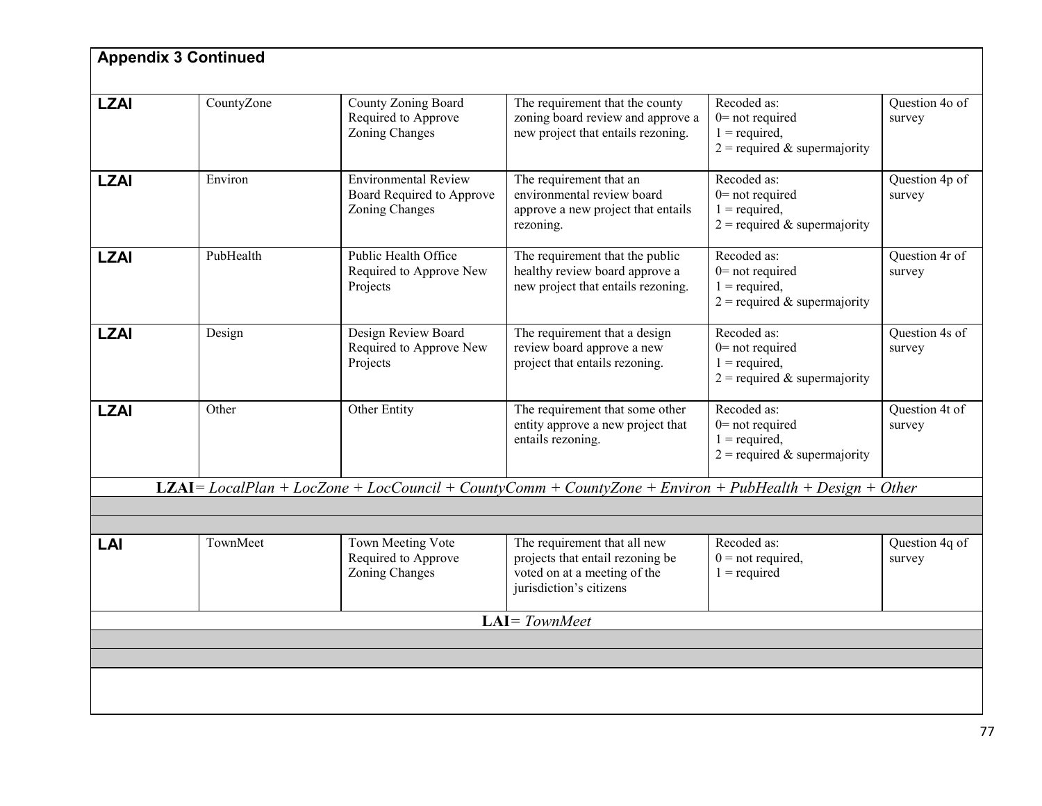**Appendix 3 Continued**

| | | | | | |
|---|---|---|---|---|---|
| **LZAI** | CountyZone | County Zoning Board Required to Approve Zoning Changes | The requirement that the county zoning board review and approve a new project that entails rezoning. | Recoded as: 0= not required 1 = required, 2 = required & supermajority | Question 4o of survey |
| **LZAI** | Environ | Environmental Review Board Required to Approve Zoning Changes | The requirement that an environmental review board approve a new project that entails rezoning. | Recoded as: 0= not required 1 = required, 2 = required & supermajority | Question 4p of survey |
| **LZAI** | PubHealth | Public Health Office Required to Approve New Projects | The requirement that the public healthy review board approve a new project that entails rezoning. | Recoded as: 0= not required 1 = required, 2 = required & supermajority | Question 4r of survey |
| **LZAI** | Design | Design Review Board Required to Approve New Projects | The requirement that a design review board approve a new project that entails rezoning. | Recoded as: 0= not required 1 = required, 2 = required & supermajority | Question 4s of survey |
| **LZAI** | Other | Other Entity | The requirement that some other entity approve a new project that entails rezoning. | Recoded as: 0= not required 1 = required, 2 = required & supermajority | Question 4t of survey |
| **LZAI**= *LocalPlan + LocZone + LocCouncil + CountyComm + CountyZone + Environ + PubHealth + Design + Other* | | | | | |
| | | | | | |
| | | | | | |
| **LAI** | TownMeet | Town Meeting Vote Required to Approve Zoning Changes | The requirement that all new projects that entail rezoning be voted on at a meeting of the jurisdiction's citizens | Recoded as: 0 = not required, 1 = required | Question 4q of survey |
| **LAI**= *TownMeet* | | | | | |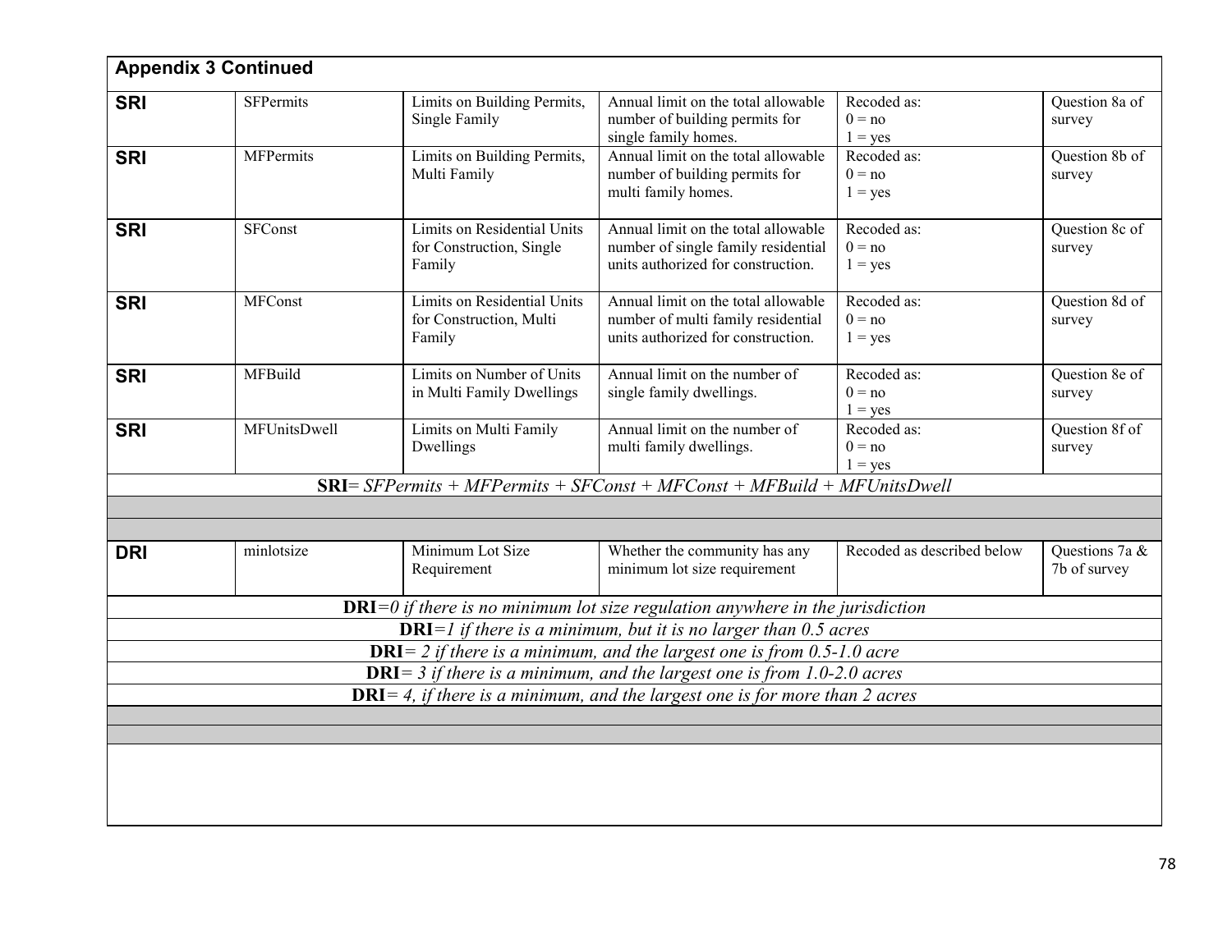| Appendix 3 Continued | | | | | |
|---|---|---|---|---|---|
| **SRI** | SFPermits | Limits on Building Permits, Single Family | Annual limit on the total allowable number of building permits for single family homes. | Recoded as: 0 = no 1 = yes | Question 8a of survey |
| **SRI** | MFPermits | Limits on Building Permits, Multi Family | Annual limit on the total allowable number of building permits for multi family homes. | Recoded as: 0 = no 1 = yes | Question 8b of survey |
| **SRI** | SFConst | Limits on Residential Units for Construction, Single Family | Annual limit on the total allowable number of single family residential units authorized for construction. | Recoded as: 0 = no 1 = yes | Question 8c of survey |
| **SRI** | MFConst | Limits on Residential Units for Construction, Multi Family | Annual limit on the total allowable number of multi family residential units authorized for construction. | Recoded as: 0 = no 1 = yes | Question 8d of survey |
| **SRI** | MFBuild | Limits on Number of Units in Multi Family Dwellings | Annual limit on the number of single family dwellings. | Recoded as: 0 = no 1 = yes | Question 8e of survey |
| **SRI** | MFUnitsDwell | Limits on Multi Family Dwellings | Annual limit on the number of multi family dwellings. | Recoded as: 0 = no 1 = yes | Question 8f of survey |
| **SRI**= *SFPermits + MFPermits + SFConst + MFConst + MFBuild + MFUnitsDwell* | | | | | |
| | | | | | |
| | | | | | |
| **DRI** | minlotsize | Minimum Lot Size Requirement | Whether the community has any minimum lot size requirement | Recoded as described below | Questions 7a & 7b of survey |
| **DRI**=*0 if there is no minimum lot size regulation anywhere in the jurisdiction* | | | | | |
| **DRI**=*1 if there is a minimum, but it is no larger than 0.5 acres* | | | | | |
| **DRI**= *2 if there is a minimum, and the largest one is from 0.5-1.0 acre* | | | | | |
| **DRI**= *3 if there is a minimum, and the largest one is from 1.0-2.0 acres* | | | | | |
| **DRI**= *4, if there is a minimum, and the largest one is for more than 2 acres* | | | | | |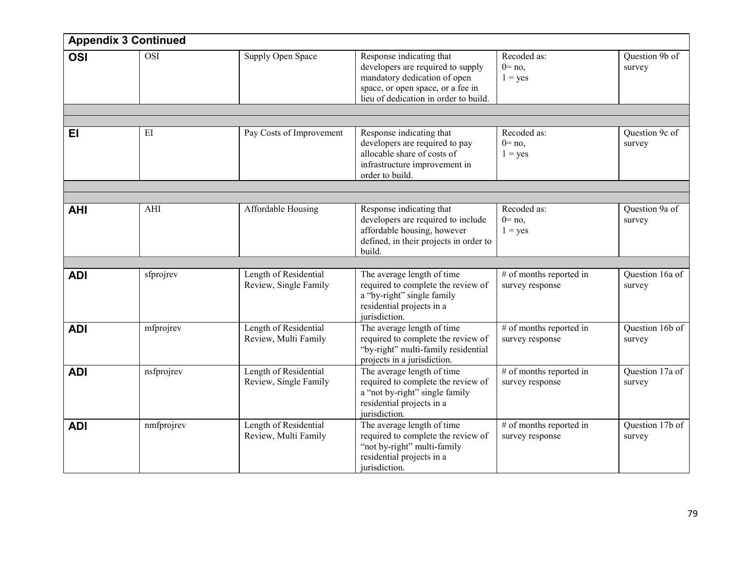| Appendix 3 Continued | | | | | |
|---|---|---|---|---|---|
| **OSI** | OSI | Supply Open Space | Response indicating that developers are required to supply mandatory dedication of open space, or open space, or a fee in lieu of dedication in order to build. | Recoded as: 0= no, 1 = yes | Question 9b of survey |
| | | | | | |
| | | | | | |
| **EI** | EI | Pay Costs of Improvement | Response indicating that developers are required to pay allocable share of costs of infrastructure improvement in order to build. | Recoded as: 0= no, 1 = yes | Question 9c of survey |
| | | | | | |
| | | | | | |
| **AHI** | AHI | Affordable Housing | Response indicating that developers are required to include affordable housing, however defined, in their projects in order to build. | Recoded as: 0= no, 1 = yes | Question 9a of survey |
| | | | | | |
| **ADI** | sfprojrev | Length of Residential Review, Single Family | The average length of time required to complete the review of a "by-right" single family residential projects in a jurisdiction. | # of months reported in survey response | Question 16a of survey |
| **ADI** | mfprojrev | Length of Residential Review, Multi Family | The average length of time required to complete the review of "by-right" multi-family residential projects in a jurisdiction. | # of months reported in survey response | Question 16b of survey |
| **ADI** | nsfprojrev | Length of Residential Review, Single Family | The average length of time required to complete the review of a "not by-right" single family residential projects in a jurisdiction. | # of months reported in survey response | Question 17a of survey |
| **ADI** | nmfprojrev | Length of Residential Review, Multi Family | The average length of time required to complete the review of "not by-right" multi-family residential projects in a jurisdiction. | # of months reported in survey response | Question 17b of survey |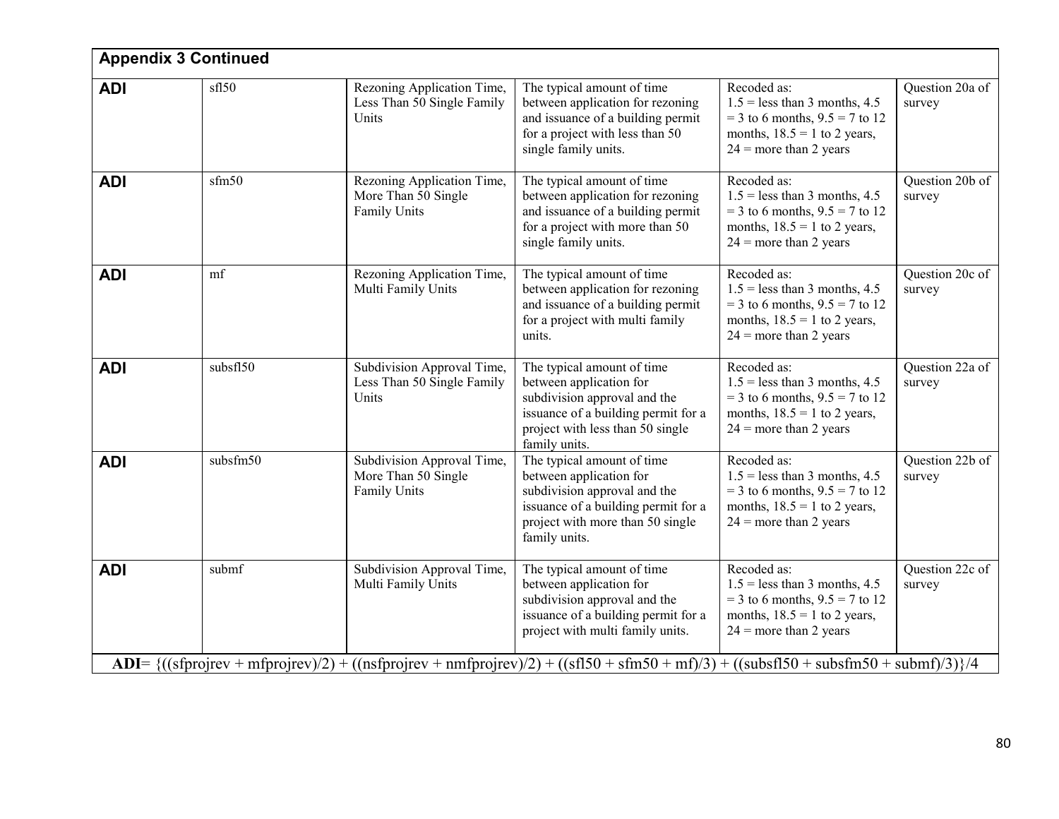**Appendix 3 Continued**

| | | | | | |
|---|---|---|---|---|---|
| **ADI** | sfl50 | Rezoning Application Time, Less Than 50 Single Family Units | The typical amount of time between application for rezoning and issuance of a building permit for a project with less than 50 single family units. | Recoded as: 1.5 = less than 3 months, 4.5 = 3 to 6 months, 9.5 = 7 to 12 months, 18.5 = 1 to 2 years, 24 = more than 2 years | Question 20a of survey |
| **ADI** | sfm50 | Rezoning Application Time, More Than 50 Single Family Units | The typical amount of time between application for rezoning and issuance of a building permit for a project with more than 50 single family units. | Recoded as: 1.5 = less than 3 months, 4.5 = 3 to 6 months, 9.5 = 7 to 12 months, 18.5 = 1 to 2 years, 24 = more than 2 years | Question 20b of survey |
| **ADI** | mf | Rezoning Application Time, Multi Family Units | The typical amount of time between application for rezoning and issuance of a building permit for a project with multi family units. | Recoded as: 1.5 = less than 3 months, 4.5 = 3 to 6 months, 9.5 = 7 to 12 months, 18.5 = 1 to 2 years, 24 = more than 2 years | Question 20c of survey |
| **ADI** | subsfl50 | Subdivision Approval Time, Less Than 50 Single Family Units | The typical amount of time between application for subdivision approval and the issuance of a building permit for a project with less than 50 single family units. | Recoded as: 1.5 = less than 3 months, 4.5 = 3 to 6 months, 9.5 = 7 to 12 months, 18.5 = 1 to 2 years, 24 = more than 2 years | Question 22a of survey |
| **ADI** | subsfm50 | Subdivision Approval Time, More Than 50 Single Family Units | The typical amount of time between application for subdivision approval and the issuance of a building permit for a project with more than 50 single family units. | Recoded as: 1.5 = less than 3 months, 4.5 = 3 to 6 months, 9.5 = 7 to 12 months, 18.5 = 1 to 2 years, 24 = more than 2 years | Question 22b of survey |
| **ADI** | submf | Subdivision Approval Time, Multi Family Units | The typical amount of time between application for subdivision approval and the issuance of a building permit for a project with multi family units. | Recoded as: 1.5 = less than 3 months, 4.5 = 3 to 6 months, 9.5 = 7 to 12 months, 18.5 = 1 to 2 years, 24 = more than 2 years | Question 22c of survey |

**ADI**= {((sfprojrev + mfprojrev)/2) + ((nsfprojrev + nmfprojrev)/2) + ((sfl50 + sfm50 + mf)/3) + ((subsfl50 + subsfm50 + submf)/3)}/4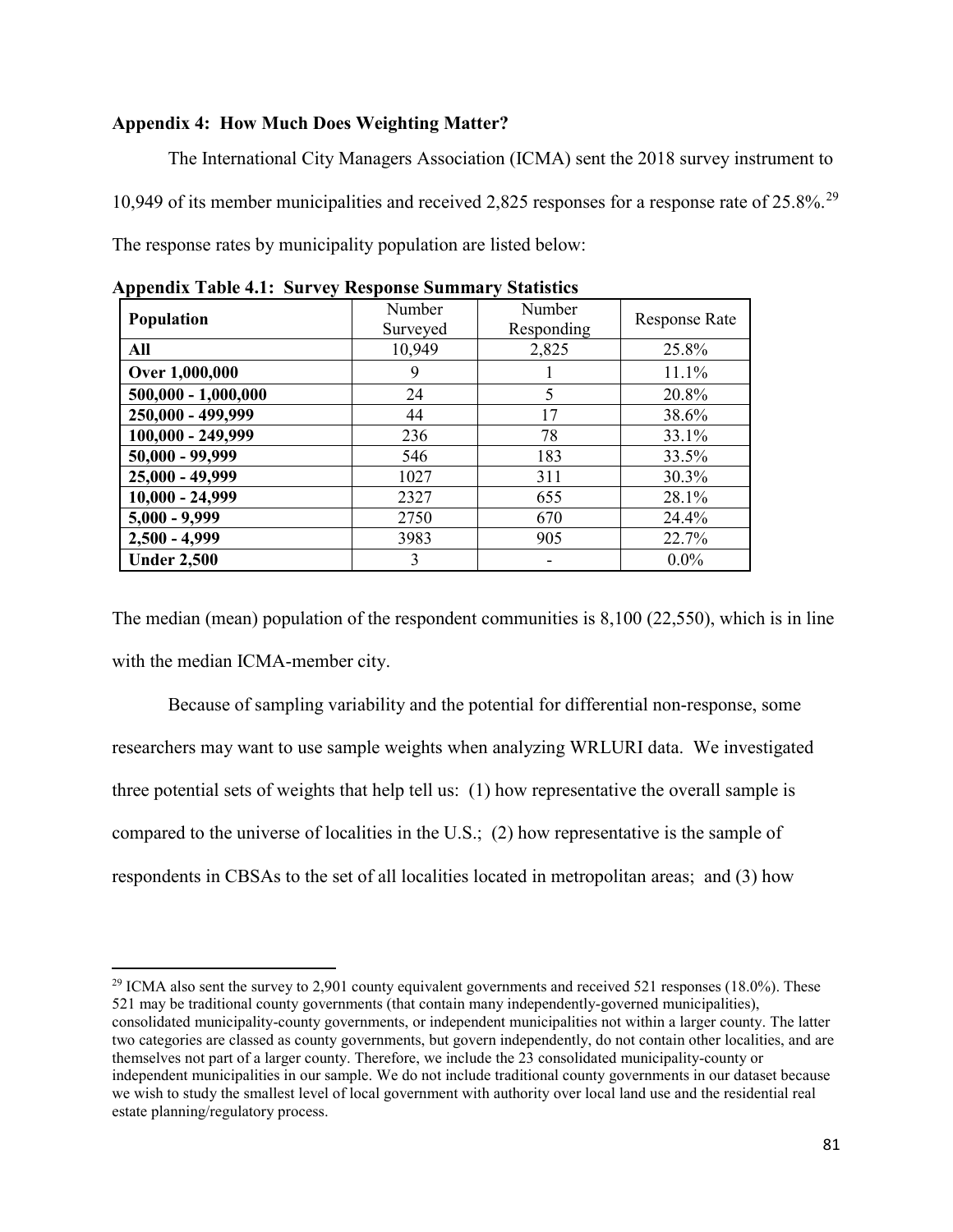## Appendix 4: How Much Does Weighting Matter?

The International City Managers Association (ICMA) sent the 2018 survey instrument to 10,949 of its member municipalities and received 2,825 responses for a response rate of 25.8%.[29] The response rates by municipality population are listed below:

**Appendix Table 4.1: Survey Response Summary Statistics**

| Population | Number Surveyed | Number Responding | Response Rate |
|---|---|---|---|
| **All** | 10,949 | 2,825 | 25.8% |
| **Over 1,000,000** | 9 | 1 | 11.1% |
| **500,000 - 1,000,000** | 24 | 5 | 20.8% |
| **250,000 - 499,999** | 44 | 17 | 38.6% |
| **100,000 - 249,999** | 236 | 78 | 33.1% |
| **50,000 - 99,999** | 546 | 183 | 33.5% |
| **25,000 - 49,999** | 1027 | 311 | 30.3% |
| **10,000 - 24,999** | 2327 | 655 | 28.1% |
| **5,000 - 9,999** | 2750 | 670 | 24.4% |
| **2,500 - 4,999** | 3983 | 905 | 22.7% |
| **Under 2,500** | 3 | - | 0.0% |

The median (mean) population of the respondent communities is 8,100 (22,550), which is in line with the median ICMA-member city.

Because of sampling variability and the potential for differential non-response, some researchers may want to use sample weights when analyzing WRLURI data. We investigated three potential sets of weights that help tell us: (1) how representative the overall sample is compared to the universe of localities in the U.S.; (2) how representative is the sample of respondents in CBSAs to the set of all localities located in metropolitan areas; and (3) how

[29] ICMA also sent the survey to 2,901 county equivalent governments and received 521 responses (18.0%). These 521 may be traditional county governments (that contain many independently-governed municipalities), consolidated municipality-county governments, or independent municipalities not within a larger county. The latter two categories are classed as county governments, but govern independently, do not contain other localities, and are themselves not part of a larger county. Therefore, we include the 23 consolidated municipality-county or independent municipalities in our sample. We do not include traditional county governments in our dataset because we wish to study the smallest level of local government with authority over local land use and the residential real estate planning/regulatory process.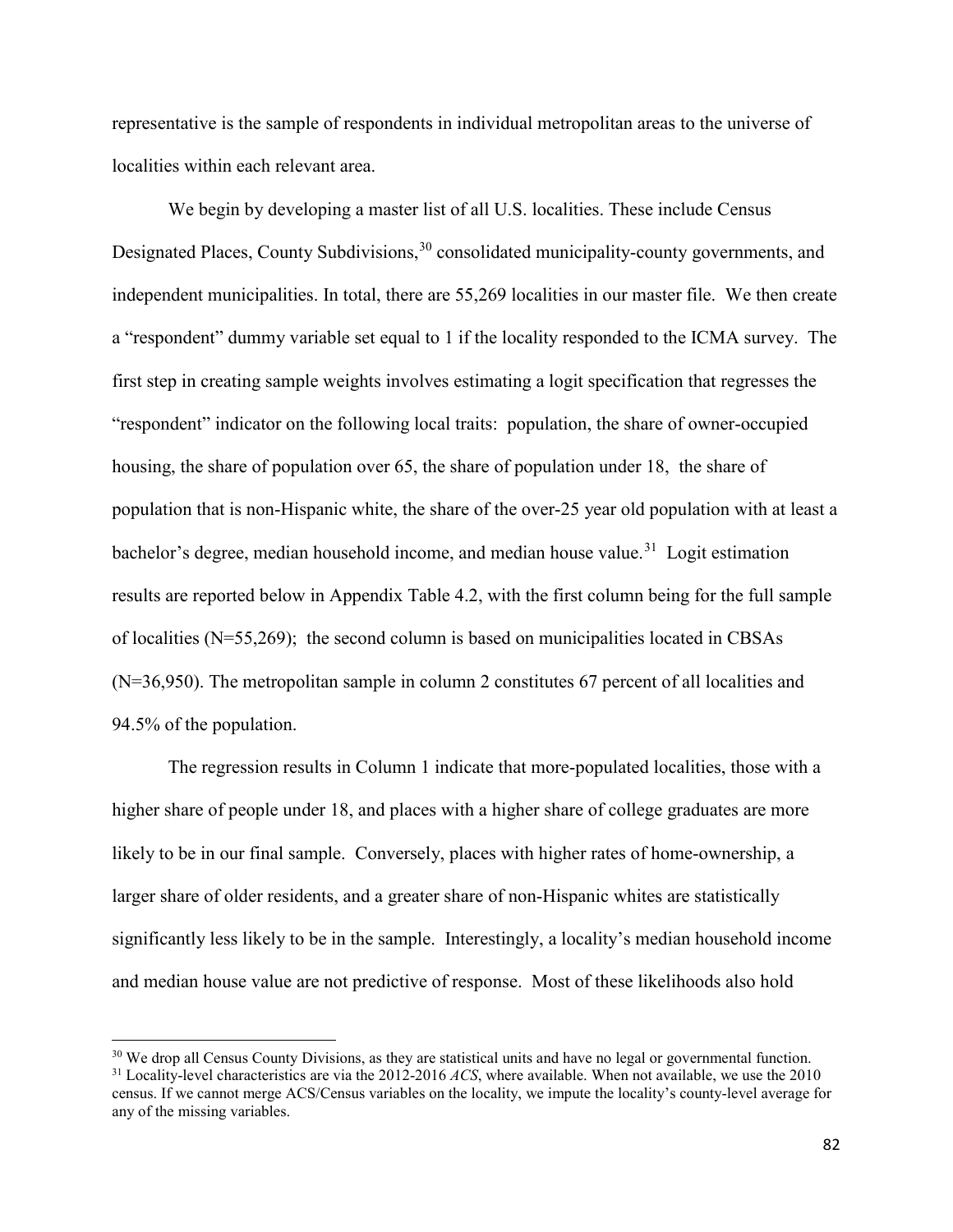representative is the sample of respondents in individual metropolitan areas to the universe of localities within each relevant area.

We begin by developing a master list of all U.S. localities. These include Census Designated Places, County Subdivisions,[30] consolidated municipality-county governments, and independent municipalities. In total, there are 55,269 localities in our master file. We then create a "respondent" dummy variable set equal to 1 if the locality responded to the ICMA survey. The first step in creating sample weights involves estimating a logit specification that regresses the "respondent" indicator on the following local traits: population, the share of owner-occupied housing, the share of population over 65, the share of population under 18, the share of population that is non-Hispanic white, the share of the over-25 year old population with at least a bachelor's degree, median household income, and median house value.[31] Logit estimation results are reported below in Appendix Table 4.2, with the first column being for the full sample of localities (N=55,269); the second column is based on municipalities located in CBSAs (N=36,950). The metropolitan sample in column 2 constitutes 67 percent of all localities and 94.5% of the population.

The regression results in Column 1 indicate that more-populated localities, those with a higher share of people under 18, and places with a higher share of college graduates are more likely to be in our final sample. Conversely, places with higher rates of home-ownership, a larger share of older residents, and a greater share of non-Hispanic whites are statistically significantly less likely to be in the sample. Interestingly, a locality's median household income and median house value are not predictive of response. Most of these likelihoods also hold

[30] We drop all Census County Divisions, as they are statistical units and have no legal or governmental function.

[31] Locality-level characteristics are via the 2012-2016 *ACS*, where available. When not available, we use the 2010 census. If we cannot merge ACS/Census variables on the locality, we impute the locality's county-level average for any of the missing variables.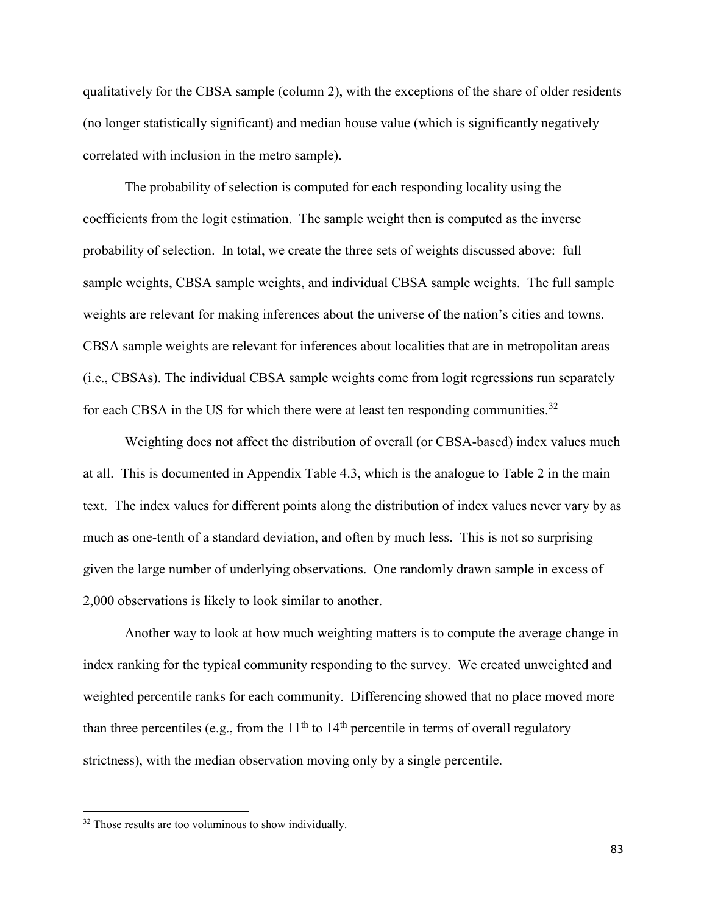qualitatively for the CBSA sample (column 2), with the exceptions of the share of older residents (no longer statistically significant) and median house value (which is significantly negatively correlated with inclusion in the metro sample).

The probability of selection is computed for each responding locality using the coefficients from the logit estimation. The sample weight then is computed as the inverse probability of selection. In total, we create the three sets of weights discussed above: full sample weights, CBSA sample weights, and individual CBSA sample weights. The full sample weights are relevant for making inferences about the universe of the nation's cities and towns. CBSA sample weights are relevant for inferences about localities that are in metropolitan areas (i.e., CBSAs). The individual CBSA sample weights come from logit regressions run separately for each CBSA in the US for which there were at least ten responding communities.[32]

Weighting does not affect the distribution of overall (or CBSA-based) index values much at all. This is documented in Appendix Table 4.3, which is the analogue to Table 2 in the main text. The index values for different points along the distribution of index values never vary by as much as one-tenth of a standard deviation, and often by much less. This is not so surprising given the large number of underlying observations. One randomly drawn sample in excess of 2,000 observations is likely to look similar to another.

Another way to look at how much weighting matters is to compute the average change in index ranking for the typical community responding to the survey. We created unweighted and weighted percentile ranks for each community. Differencing showed that no place moved more than three percentiles (e.g., from the 11th to 14th percentile in terms of overall regulatory strictness), with the median observation moving only by a single percentile.

[32] Those results are too voluminous to show individually.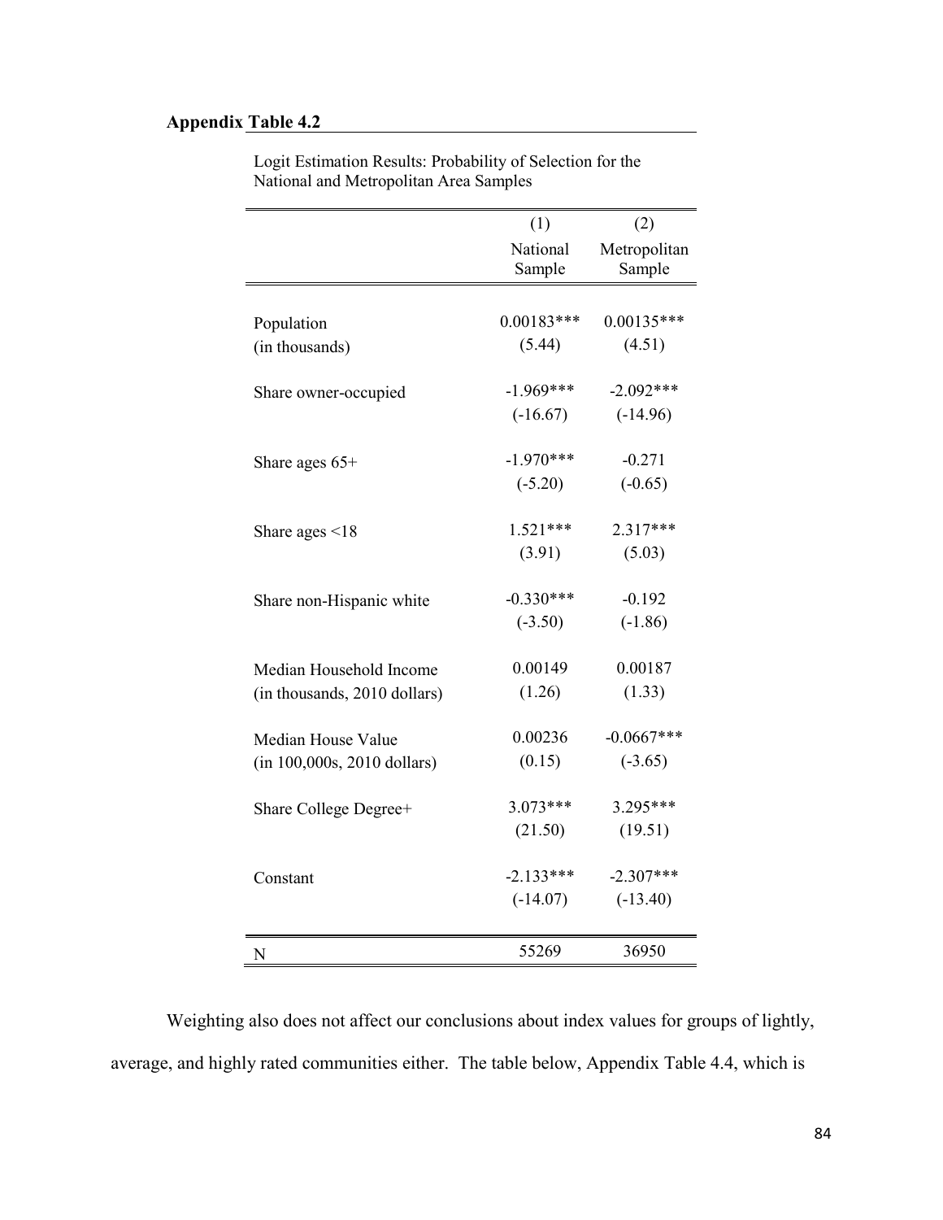**Appendix Table 4.2**

Logit Estimation Results: Probability of Selection for the National and Metropolitan Area Samples

| | (1) National Sample | (2) Metropolitan Sample |
|---|---|---|
| Population (in thousands) | 0.00183*** (5.44) | 0.00135*** (4.51) |
| Share owner-occupied | -1.969*** (-16.67) | -2.092*** (-14.96) |
| Share ages 65+ | -1.970*** (-5.20) | -0.271 (-0.65) |
| Share ages <18 | 1.521*** (3.91) | 2.317*** (5.03) |
| Share non-Hispanic white | -0.330*** (-3.50) | -0.192 (-1.86) |
| Median Household Income (in thousands, 2010 dollars) | 0.00149 (1.26) | 0.00187 (1.33) |
| Median House Value (in 100,000s, 2010 dollars) | 0.00236 (0.15) | -0.0667*** (-3.65) |
| Share College Degree+ | 3.073*** (21.50) | 3.295*** (19.51) |
| Constant | -2.133*** (-14.07) | -2.307*** (-13.40) |
| N | 55269 | 36950 |

Weighting also does not affect our conclusions about index values for groups of lightly, average, and highly rated communities either. The table below, Appendix Table 4.4, which is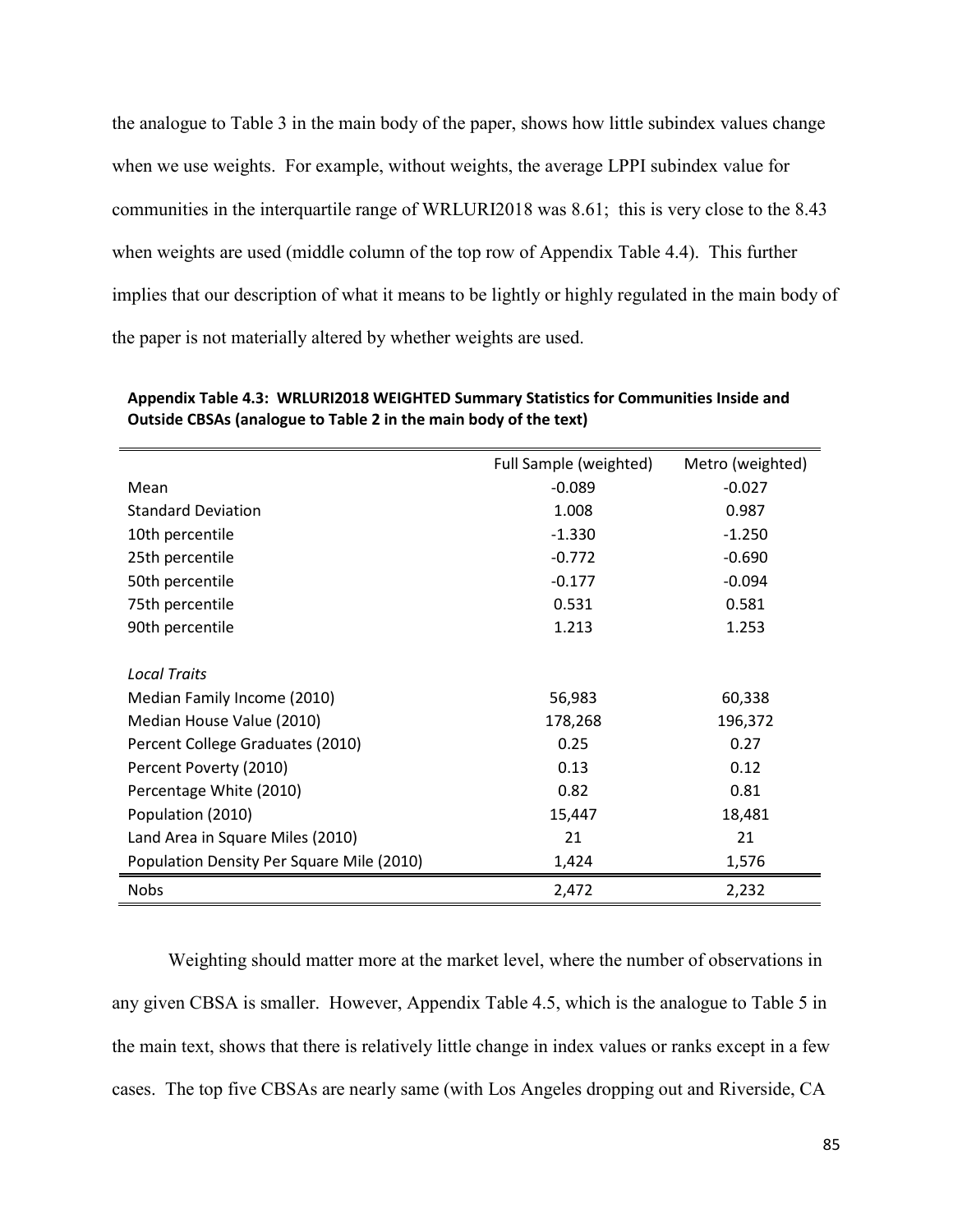the analogue to Table 3 in the main body of the paper, shows how little subindex values change when we use weights. For example, without weights, the average LPPI subindex value for communities in the interquartile range of WRLURI2018 was 8.61; this is very close to the 8.43 when weights are used (middle column of the top row of Appendix Table 4.4). This further implies that our description of what it means to be lightly or highly regulated in the main body of the paper is not materially altered by whether weights are used.

**Appendix Table 4.3: WRLURI2018 WEIGHTED Summary Statistics for Communities Inside and Outside CBSAs (analogue to Table 2 in the main body of the text)**

| | Full Sample (weighted) | Metro (weighted) |
|---|---|---|
| Mean | -0.089 | -0.027 |
| Standard Deviation | 1.008 | 0.987 |
| 10th percentile | -1.330 | -1.250 |
| 25th percentile | -0.772 | -0.690 |
| 50th percentile | -0.177 | -0.094 |
| 75th percentile | 0.531 | 0.581 |
| 90th percentile | 1.213 | 1.253 |
| *Local Traits* | | |
| Median Family Income (2010) | 56,983 | 60,338 |
| Median House Value (2010) | 178,268 | 196,372 |
| Percent College Graduates (2010) | 0.25 | 0.27 |
| Percent Poverty (2010) | 0.13 | 0.12 |
| Percentage White (2010) | 0.82 | 0.81 |
| Population (2010) | 15,447 | 18,481 |
| Land Area in Square Miles (2010) | 21 | 21 |
| Population Density Per Square Mile (2010) | 1,424 | 1,576 |
| Nobs | 2,472 | 2,232 |

Weighting should matter more at the market level, where the number of observations in any given CBSA is smaller. However, Appendix Table 4.5, which is the analogue to Table 5 in the main text, shows that there is relatively little change in index values or ranks except in a few cases. The top five CBSAs are nearly same (with Los Angeles dropping out and Riverside, CA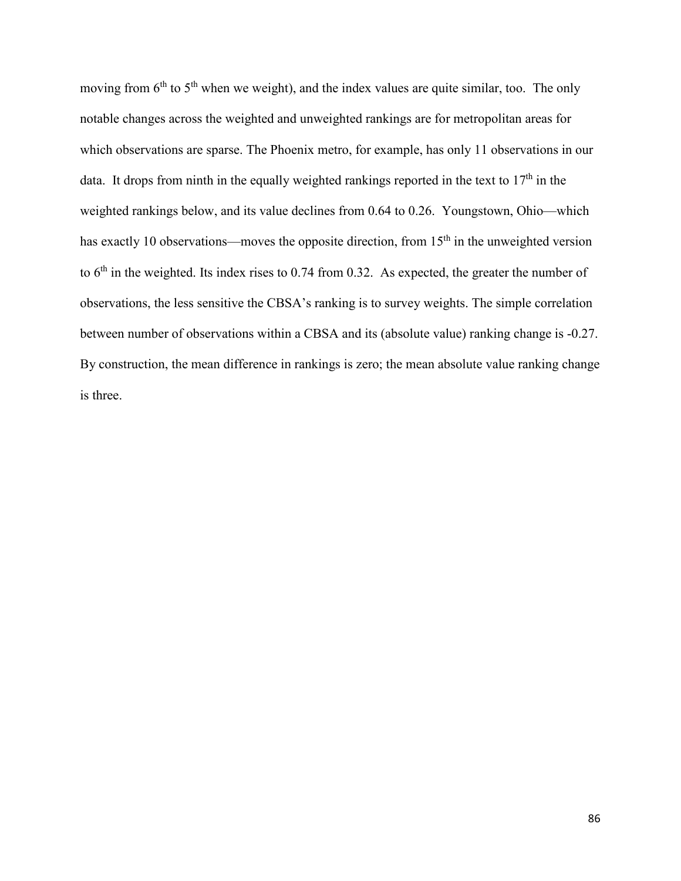moving from 6th to 5th when we weight), and the index values are quite similar, too. The only notable changes across the weighted and unweighted rankings are for metropolitan areas for which observations are sparse. The Phoenix metro, for example, has only 11 observations in our data. It drops from ninth in the equally weighted rankings reported in the text to 17th in the weighted rankings below, and its value declines from 0.64 to 0.26. Youngstown, Ohio—which has exactly 10 observations—moves the opposite direction, from 15th in the unweighted version to 6th in the weighted. Its index rises to 0.74 from 0.32. As expected, the greater the number of observations, the less sensitive the CBSA's ranking is to survey weights. The simple correlation between number of observations within a CBSA and its (absolute value) ranking change is -0.27. By construction, the mean difference in rankings is zero; the mean absolute value ranking change is three.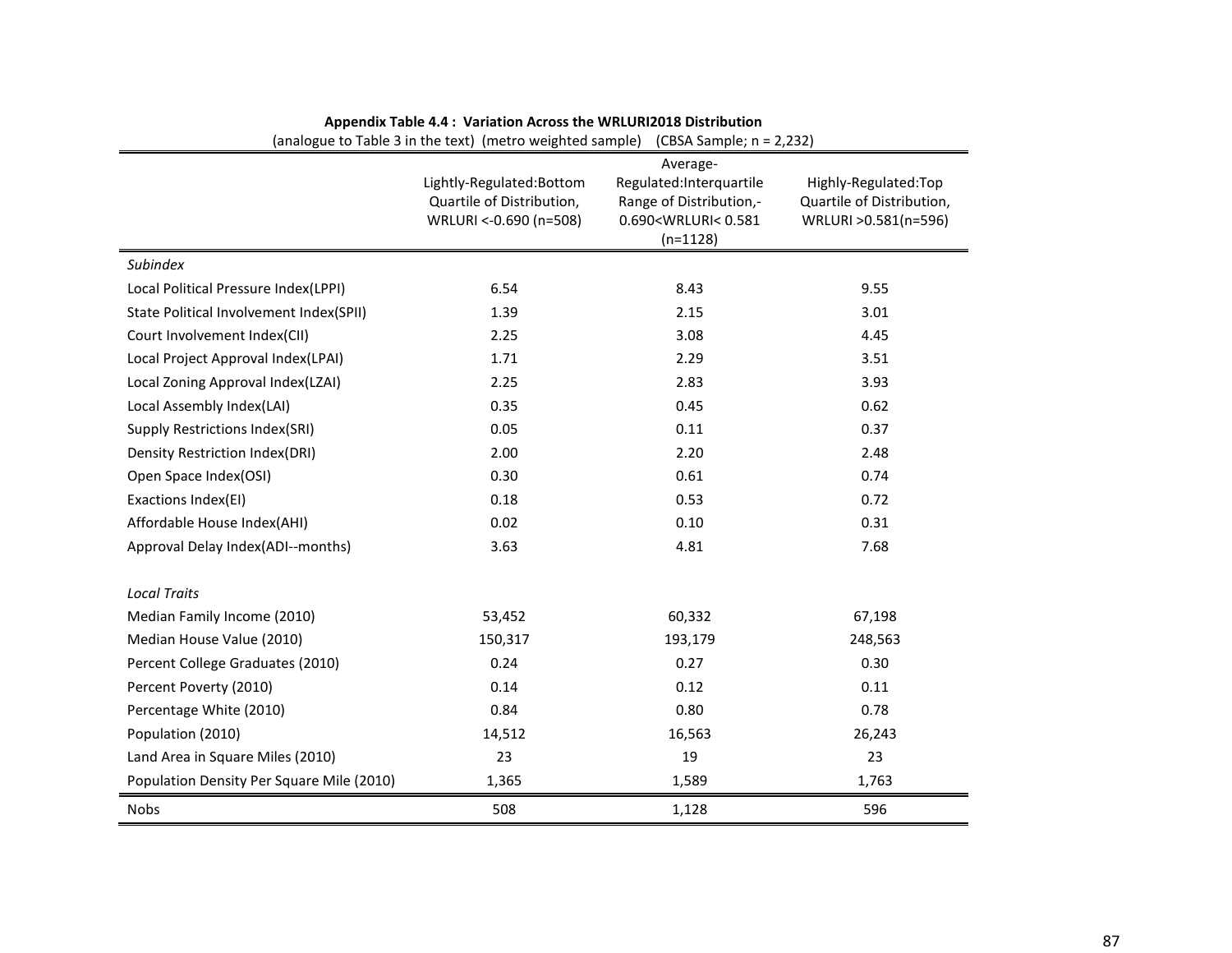**Appendix Table 4.4 : Variation Across the WRLURI2018 Distribution**

(analogue to Table 3 in the text) (metro weighted sample) (CBSA Sample; n = 2,232)

| | Lightly-Regulated:Bottom Quartile of Distribution, WRLURI <-0.690 (n=508) | Average-Regulated:Interquartile Range of Distribution,-0.690<WRLURI< 0.581 (n=1128) | Highly-Regulated:Top Quartile of Distribution, WRLURI >0.581(n=596) |
|---|---|---|---|
| *Subindex* | | | |
| Local Political Pressure Index(LPPI) | 6.54 | 8.43 | 9.55 |
| State Political Involvement Index(SPII) | 1.39 | 2.15 | 3.01 |
| Court Involvement Index(CII) | 2.25 | 3.08 | 4.45 |
| Local Project Approval Index(LPAI) | 1.71 | 2.29 | 3.51 |
| Local Zoning Approval Index(LZAI) | 2.25 | 2.83 | 3.93 |
| Local Assembly Index(LAI) | 0.35 | 0.45 | 0.62 |
| Supply Restrictions Index(SRI) | 0.05 | 0.11 | 0.37 |
| Density Restriction Index(DRI) | 2.00 | 2.20 | 2.48 |
| Open Space Index(OSI) | 0.30 | 0.61 | 0.74 |
| Exactions Index(EI) | 0.18 | 0.53 | 0.72 |
| Affordable House Index(AHI) | 0.02 | 0.10 | 0.31 |
| Approval Delay Index(ADI--months) | 3.63 | 4.81 | 7.68 |
| *Local Traits* | | | |
| Median Family Income (2010) | 53,452 | 60,332 | 67,198 |
| Median House Value (2010) | 150,317 | 193,179 | 248,563 |
| Percent College Graduates (2010) | 0.24 | 0.27 | 0.30 |
| Percent Poverty (2010) | 0.14 | 0.12 | 0.11 |
| Percentage White (2010) | 0.84 | 0.80 | 0.78 |
| Population (2010) | 14,512 | 16,563 | 26,243 |
| Land Area in Square Miles (2010) | 23 | 19 | 23 |
| Population Density Per Square Mile (2010) | 1,365 | 1,589 | 1,763 |
| Nobs | 508 | 1,128 | 596 |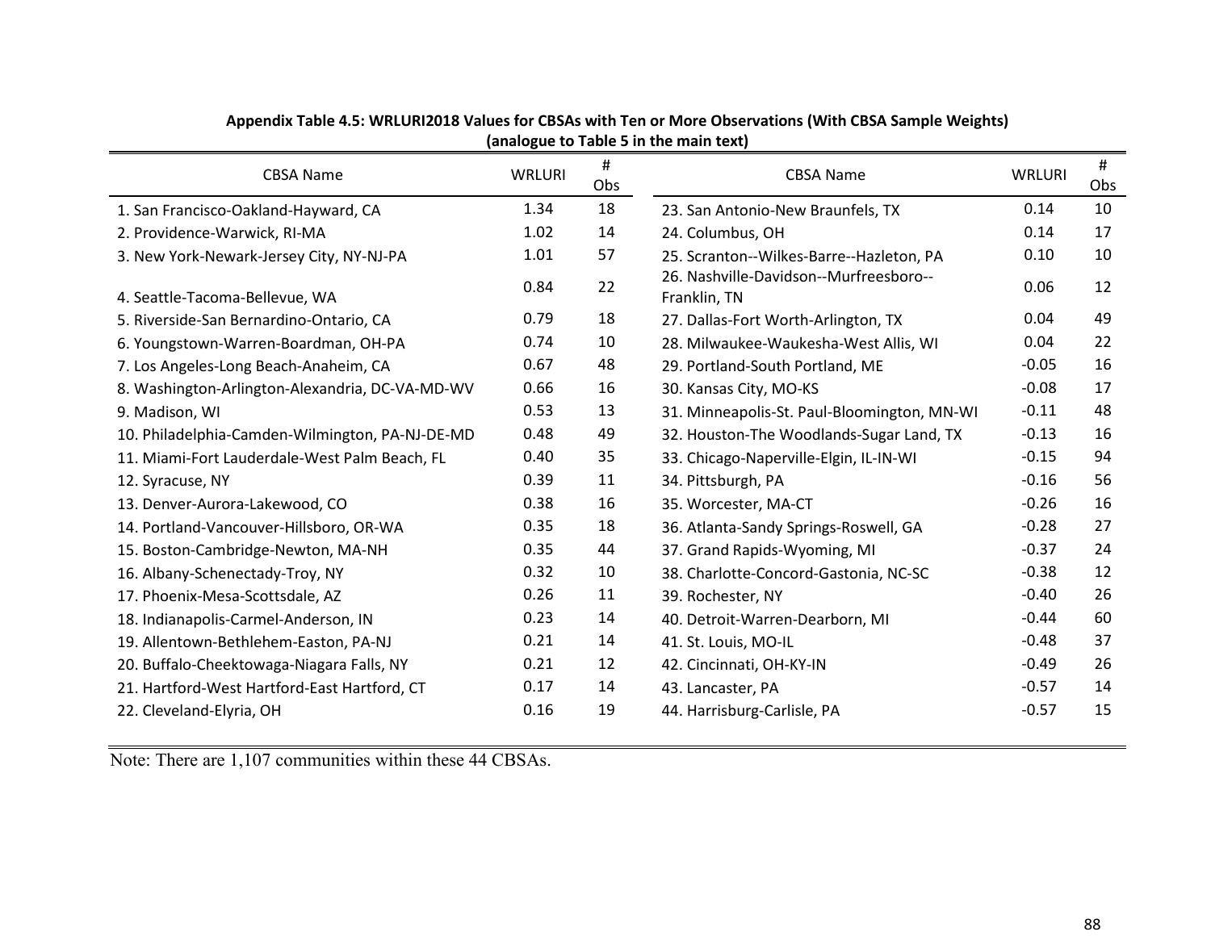**Appendix Table 4.5: WRLURI2018 Values for CBSAs with Ten or More Observations (With CBSA Sample Weights) (analogue to Table 5 in the main text)**

| CBSA Name | WRLURI | # Obs | CBSA Name | WRLURI | # Obs |
|---|---|---|---|---|---|
| 1. San Francisco-Oakland-Hayward, CA | 1.34 | 18 | 23. San Antonio-New Braunfels, TX | 0.14 | 10 |
| 2. Providence-Warwick, RI-MA | 1.02 | 14 | 24. Columbus, OH | 0.14 | 17 |
| 3. New York-Newark-Jersey City, NY-NJ-PA | 1.01 | 57 | 25. Scranton--Wilkes-Barre--Hazleton, PA | 0.10 | 10 |
| 4. Seattle-Tacoma-Bellevue, WA | 0.84 | 22 | 26. Nashville-Davidson--Murfreesboro--Franklin, TN | 0.06 | 12 |
| 5. Riverside-San Bernardino-Ontario, CA | 0.79 | 18 | 27. Dallas-Fort Worth-Arlington, TX | 0.04 | 49 |
| 6. Youngstown-Warren-Boardman, OH-PA | 0.74 | 10 | 28. Milwaukee-Waukesha-West Allis, WI | 0.04 | 22 |
| 7. Los Angeles-Long Beach-Anaheim, CA | 0.67 | 48 | 29. Portland-South Portland, ME | -0.05 | 16 |
| 8. Washington-Arlington-Alexandria, DC-VA-MD-WV | 0.66 | 16 | 30. Kansas City, MO-KS | -0.08 | 17 |
| 9. Madison, WI | 0.53 | 13 | 31. Minneapolis-St. Paul-Bloomington, MN-WI | -0.11 | 48 |
| 10. Philadelphia-Camden-Wilmington, PA-NJ-DE-MD | 0.48 | 49 | 32. Houston-The Woodlands-Sugar Land, TX | -0.13 | 16 |
| 11. Miami-Fort Lauderdale-West Palm Beach, FL | 0.40 | 35 | 33. Chicago-Naperville-Elgin, IL-IN-WI | -0.15 | 94 |
| 12. Syracuse, NY | 0.39 | 11 | 34. Pittsburgh, PA | -0.16 | 56 |
| 13. Denver-Aurora-Lakewood, CO | 0.38 | 16 | 35. Worcester, MA-CT | -0.26 | 16 |
| 14. Portland-Vancouver-Hillsboro, OR-WA | 0.35 | 18 | 36. Atlanta-Sandy Springs-Roswell, GA | -0.28 | 27 |
| 15. Boston-Cambridge-Newton, MA-NH | 0.35 | 44 | 37. Grand Rapids-Wyoming, MI | -0.37 | 24 |
| 16. Albany-Schenectady-Troy, NY | 0.32 | 10 | 38. Charlotte-Concord-Gastonia, NC-SC | -0.38 | 12 |
| 17. Phoenix-Mesa-Scottsdale, AZ | 0.26 | 11 | 39. Rochester, NY | -0.40 | 26 |
| 18. Indianapolis-Carmel-Anderson, IN | 0.23 | 14 | 40. Detroit-Warren-Dearborn, MI | -0.44 | 60 |
| 19. Allentown-Bethlehem-Easton, PA-NJ | 0.21 | 14 | 41. St. Louis, MO-IL | -0.48 | 37 |
| 20. Buffalo-Cheektowaga-Niagara Falls, NY | 0.21 | 12 | 42. Cincinnati, OH-KY-IN | -0.49 | 26 |
| 21. Hartford-West Hartford-East Hartford, CT | 0.17 | 14 | 43. Lancaster, PA | -0.57 | 14 |
| 22. Cleveland-Elyria, OH | 0.16 | 19 | 44. Harrisburg-Carlisle, PA | -0.57 | 15 |

Note: There are 1,107 communities within these 44 CBSAs.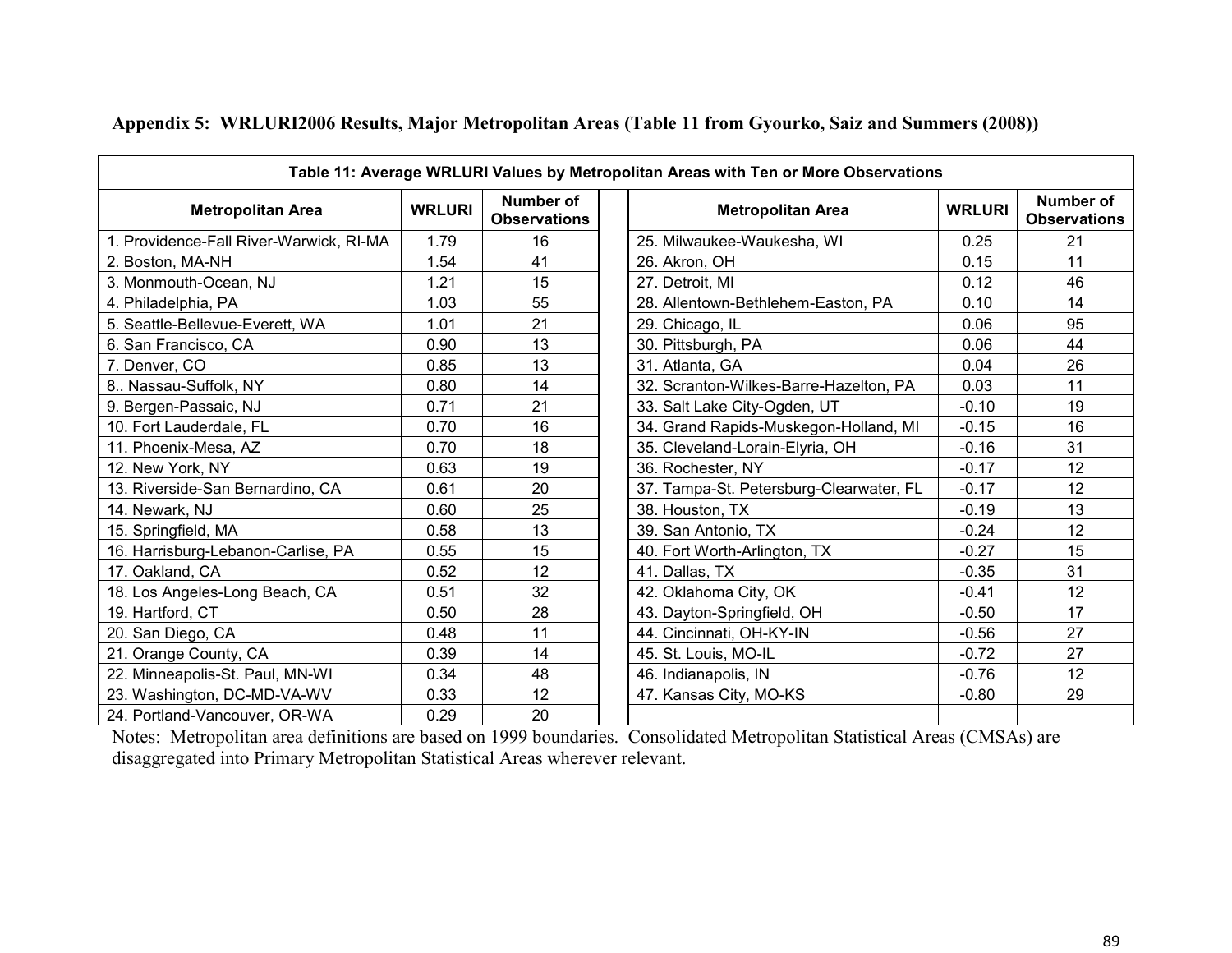**Appendix 5: WRLURI2006 Results, Major Metropolitan Areas (Table 11 from Gyourko, Saiz and Summers (2008))**

| Table 11: Average WRLURI Values by Metropolitan Areas with Ten or More Observations | | | | | |
|---|---|---|---|---|---|
| **Metropolitan Area** | **WRLURI** | **Number of Observations** | **Metropolitan Area** | **WRLURI** | **Number of Observations** |
| 1. Providence-Fall River-Warwick, RI-MA | 1.79 | 16 | 25. Milwaukee-Waukesha, WI | 0.25 | 21 |
| 2. Boston, MA-NH | 1.54 | 41 | 26. Akron, OH | 0.15 | 11 |
| 3. Monmouth-Ocean, NJ | 1.21 | 15 | 27. Detroit, MI | 0.12 | 46 |
| 4. Philadelphia, PA | 1.03 | 55 | 28. Allentown-Bethlehem-Easton, PA | 0.10 | 14 |
| 5. Seattle-Bellevue-Everett, WA | 1.01 | 21 | 29. Chicago, IL | 0.06 | 95 |
| 6. San Francisco, CA | 0.90 | 13 | 30. Pittsburgh, PA | 0.06 | 44 |
| 7. Denver, CO | 0.85 | 13 | 31. Atlanta, GA | 0.04 | 26 |
| 8.. Nassau-Suffolk, NY | 0.80 | 14 | 32. Scranton-Wilkes-Barre-Hazelton, PA | 0.03 | 11 |
| 9. Bergen-Passaic, NJ | 0.71 | 21 | 33. Salt Lake City-Ogden, UT | -0.10 | 19 |
| 10. Fort Lauderdale, FL | 0.70 | 16 | 34. Grand Rapids-Muskegon-Holland, MI | -0.15 | 16 |
| 11. Phoenix-Mesa, AZ | 0.70 | 18 | 35. Cleveland-Lorain-Elyria, OH | -0.16 | 31 |
| 12. New York, NY | 0.63 | 19 | 36. Rochester, NY | -0.17 | 12 |
| 13. Riverside-San Bernardino, CA | 0.61 | 20 | 37. Tampa-St. Petersburg-Clearwater, FL | -0.17 | 12 |
| 14. Newark, NJ | 0.60 | 25 | 38. Houston, TX | -0.19 | 13 |
| 15. Springfield, MA | 0.58 | 13 | 39. San Antonio, TX | -0.24 | 12 |
| 16. Harrisburg-Lebanon-Carlise, PA | 0.55 | 15 | 40. Fort Worth-Arlington, TX | -0.27 | 15 |
| 17. Oakland, CA | 0.52 | 12 | 41. Dallas, TX | -0.35 | 31 |
| 18. Los Angeles-Long Beach, CA | 0.51 | 32 | 42. Oklahoma City, OK | -0.41 | 12 |
| 19. Hartford, CT | 0.50 | 28 | 43. Dayton-Springfield, OH | -0.50 | 17 |
| 20. San Diego, CA | 0.48 | 11 | 44. Cincinnati, OH-KY-IN | -0.56 | 27 |
| 21. Orange County, CA | 0.39 | 14 | 45. St. Louis, MO-IL | -0.72 | 27 |
| 22. Minneapolis-St. Paul, MN-WI | 0.34 | 48 | 46. Indianapolis, IN | -0.76 | 12 |
| 23. Washington, DC-MD-VA-WV | 0.33 | 12 | 47. Kansas City, MO-KS | -0.80 | 29 |
| 24. Portland-Vancouver, OR-WA | 0.29 | 20 | | | |

Notes: Metropolitan area definitions are based on 1999 boundaries. Consolidated Metropolitan Statistical Areas (CMSAs) are disaggregated into Primary Metropolitan Statistical Areas wherever relevant.